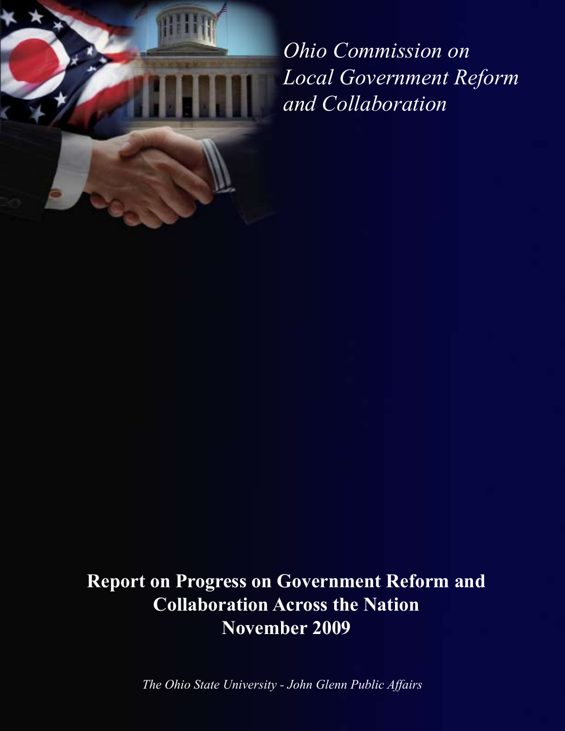*Ohio Commission on Local Government Reform and Collaboration*

# Report on Progress on Government Reform and Collaboration Across the Nation
# November 2009

*The Ohio State University - John Glenn Public Affairs*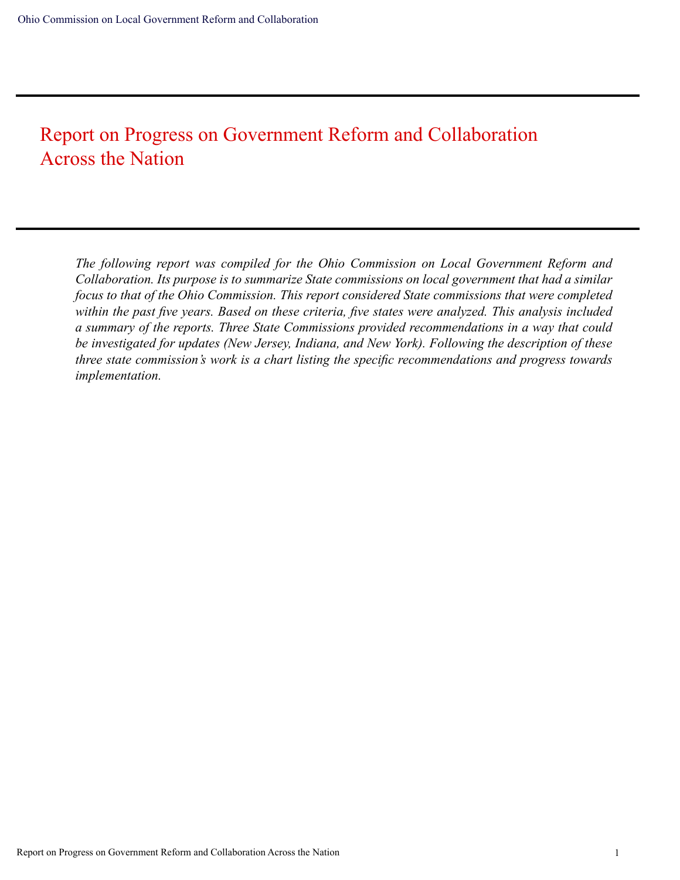# Report on Progress on Government Reform and Collaboration Across the Nation

*The following report was compiled for the Ohio Commission on Local Government Reform and Collaboration. Its purpose is to summarize State commissions on local government that had a similar focus to that of the Ohio Commission. This report considered State commissions that were completed within the past five years. Based on these criteria, five states were analyzed. This analysis included a summary of the reports. Three State Commissions provided recommendations in a way that could be investigated for updates (New Jersey, Indiana, and New York). Following the description of these three state commission's work is a chart listing the specific recommendations and progress towards implementation.*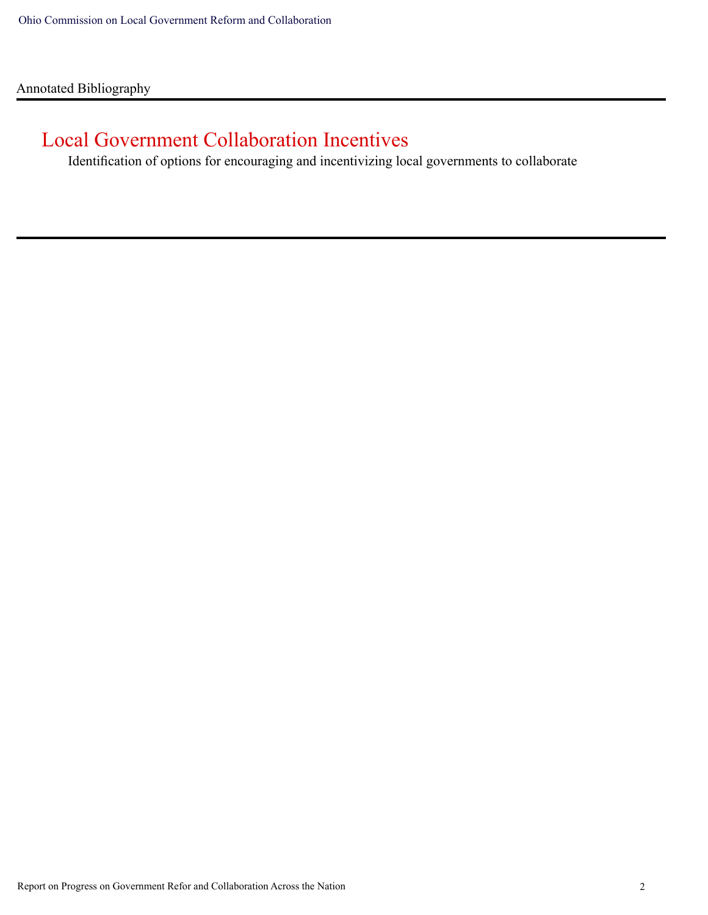Annotated Bibliography

# Local Government Collaboration Incentives

Identification of options for encouraging and incentivizing local governments to collaborate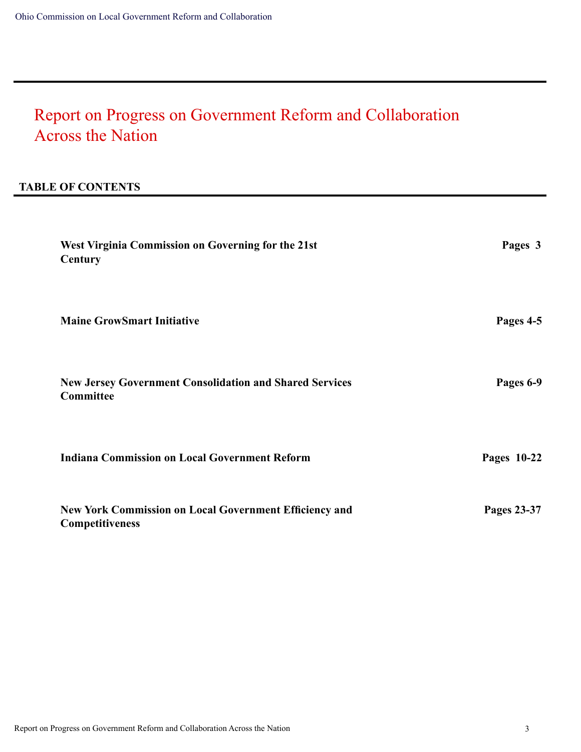# Report on Progress on Government Reform and Collaboration Across the Nation

## TABLE OF CONTENTS

| | |
|---|---|
| **West Virginia Commission on Governing for the 21st Century** | **Pages 3** |
| **Maine GrowSmart Initiative** | **Pages 4-5** |
| **New Jersey Government Consolidation and Shared Services Committee** | **Pages 6-9** |
| **Indiana Commission on Local Government Reform** | **Pages 10-22** |
| **New York Commission on Local Government Efficiency and Competitiveness** | **Pages 23-37** |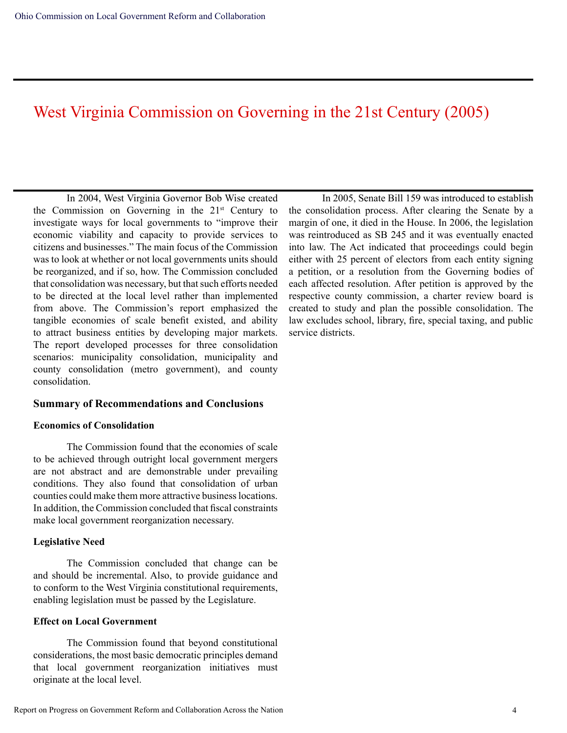# West Virginia Commission on Governing in the 21st Century (2005)

In 2004, West Virginia Governor Bob Wise created the Commission on Governing in the 21st Century to investigate ways for local governments to "improve their economic viability and capacity to provide services to citizens and businesses." The main focus of the Commission was to look at whether or not local governments units should be reorganized, and if so, how. The Commission concluded that consolidation was necessary, but that such efforts needed to be directed at the local level rather than implemented from above. The Commission's report emphasized the tangible economies of scale benefit existed, and ability to attract business entities by developing major markets. The report developed processes for three consolidation scenarios: municipality consolidation, municipality and county consolidation (metro government), and county consolidation.

## Summary of Recommendations and Conclusions

### Economics of Consolidation

The Commission found that the economies of scale to be achieved through outright local government mergers are not abstract and are demonstrable under prevailing conditions. They also found that consolidation of urban counties could make them more attractive business locations. In addition, the Commission concluded that fiscal constraints make local government reorganization necessary.

### Legislative Need

The Commission concluded that change can be and should be incremental. Also, to provide guidance and to conform to the West Virginia constitutional requirements, enabling legislation must be passed by the Legislature.

### Effect on Local Government

The Commission found that beyond constitutional considerations, the most basic democratic principles demand that local government reorganization initiatives must originate at the local level.

In 2005, Senate Bill 159 was introduced to establish the consolidation process. After clearing the Senate by a margin of one, it died in the House. In 2006, the legislation was reintroduced as SB 245 and it was eventually enacted into law. The Act indicated that proceedings could begin either with 25 percent of electors from each entity signing a petition, or a resolution from the Governing bodies of each affected resolution. After petition is approved by the respective county commission, a charter review board is created to study and plan the possible consolidation. The law excludes school, library, fire, special taxing, and public service districts.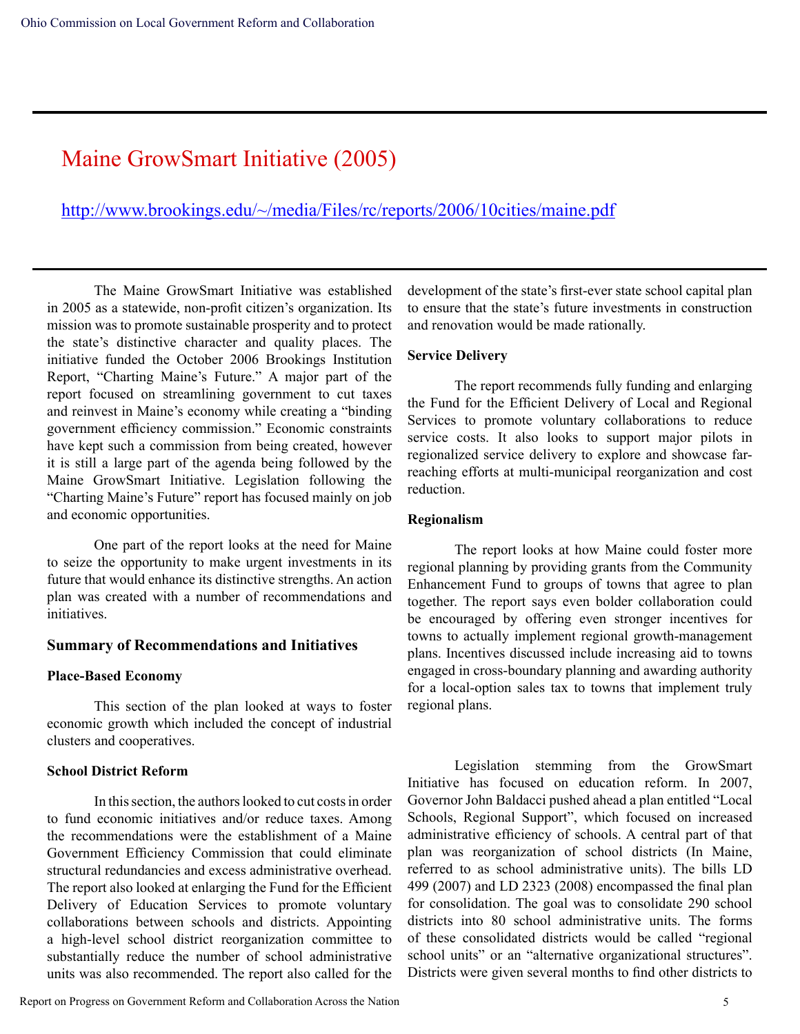# Maine GrowSmart Initiative (2005)

http://www.brookings.edu/~/media/Files/rc/reports/2006/10cities/maine.pdf

The Maine GrowSmart Initiative was established in 2005 as a statewide, non-profit citizen's organization. Its mission was to promote sustainable prosperity and to protect the state's distinctive character and quality places. The initiative funded the October 2006 Brookings Institution Report, "Charting Maine's Future." A major part of the report focused on streamlining government to cut taxes and reinvest in Maine's economy while creating a "binding government efficiency commission." Economic constraints have kept such a commission from being created, however it is still a large part of the agenda being followed by the Maine GrowSmart Initiative. Legislation following the "Charting Maine's Future" report has focused mainly on job and economic opportunities.

One part of the report looks at the need for Maine to seize the opportunity to make urgent investments in its future that would enhance its distinctive strengths. An action plan was created with a number of recommendations and initiatives.

## Summary of Recommendations and Initiatives

### Place-Based Economy

This section of the plan looked at ways to foster economic growth which included the concept of industrial clusters and cooperatives.

### School District Reform

In this section, the authors looked to cut costs in order to fund economic initiatives and/or reduce taxes. Among the recommendations were the establishment of a Maine Government Efficiency Commission that could eliminate structural redundancies and excess administrative overhead. The report also looked at enlarging the Fund for the Efficient Delivery of Education Services to promote voluntary collaborations between schools and districts. Appointing a high-level school district reorganization committee to substantially reduce the number of school administrative units was also recommended. The report also called for the development of the state's first-ever state school capital plan to ensure that the state's future investments in construction and renovation would be made rationally.

### Service Delivery

The report recommends fully funding and enlarging the Fund for the Efficient Delivery of Local and Regional Services to promote voluntary collaborations to reduce service costs. It also looks to support major pilots in regionalized service delivery to explore and showcase far-reaching efforts at multi-municipal reorganization and cost reduction.

### Regionalism

The report looks at how Maine could foster more regional planning by providing grants from the Community Enhancement Fund to groups of towns that agree to plan together. The report says even bolder collaboration could be encouraged by offering even stronger incentives for towns to actually implement regional growth-management plans. Incentives discussed include increasing aid to towns engaged in cross-boundary planning and awarding authority for a local-option sales tax to towns that implement truly regional plans.

Legislation stemming from the GrowSmart Initiative has focused on education reform. In 2007, Governor John Baldacci pushed ahead a plan entitled "Local Schools, Regional Support", which focused on increased administrative efficiency of schools. A central part of that plan was reorganization of school districts (In Maine, referred to as school administrative units). The bills LD 499 (2007) and LD 2323 (2008) encompassed the final plan for consolidation. The goal was to consolidate 290 school districts into 80 school administrative units. The forms of these consolidated districts would be called "regional school units" or an "alternative organizational structures". Districts were given several months to find other districts to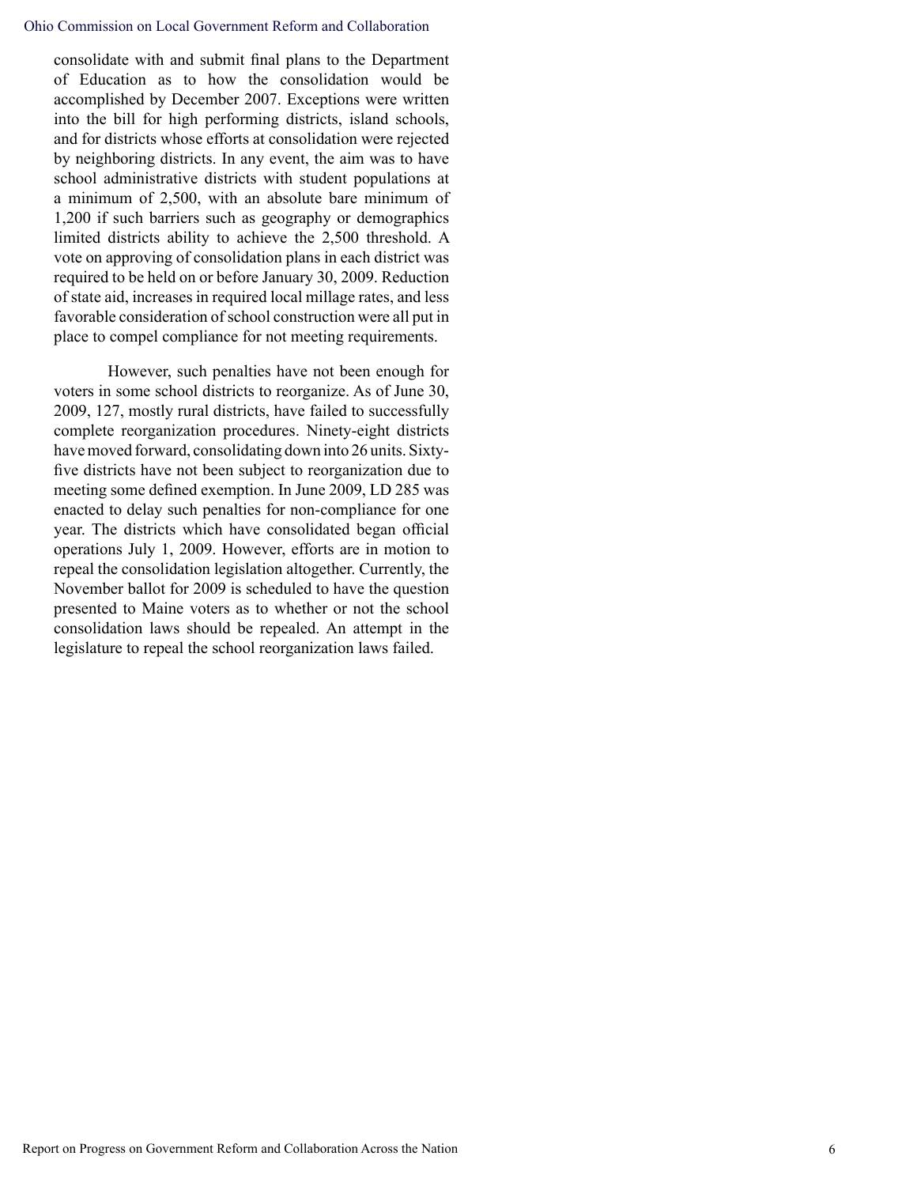consolidate with and submit final plans to the Department of Education as to how the consolidation would be accomplished by December 2007. Exceptions were written into the bill for high performing districts, island schools, and for districts whose efforts at consolidation were rejected by neighboring districts. In any event, the aim was to have school administrative districts with student populations at a minimum of 2,500, with an absolute bare minimum of 1,200 if such barriers such as geography or demographics limited districts ability to achieve the 2,500 threshold. A vote on approving of consolidation plans in each district was required to be held on or before January 30, 2009. Reduction of state aid, increases in required local millage rates, and less favorable consideration of school construction were all put in place to compel compliance for not meeting requirements.

However, such penalties have not been enough for voters in some school districts to reorganize. As of June 30, 2009, 127, mostly rural districts, have failed to successfully complete reorganization procedures. Ninety-eight districts have moved forward, consolidating down into 26 units. Sixty-five districts have not been subject to reorganization due to meeting some defined exemption. In June 2009, LD 285 was enacted to delay such penalties for non-compliance for one year. The districts which have consolidated began official operations July 1, 2009. However, efforts are in motion to repeal the consolidation legislation altogether. Currently, the November ballot for 2009 is scheduled to have the question presented to Maine voters as to whether or not the school consolidation laws should be repealed. An attempt in the legislature to repeal the school reorganization laws failed.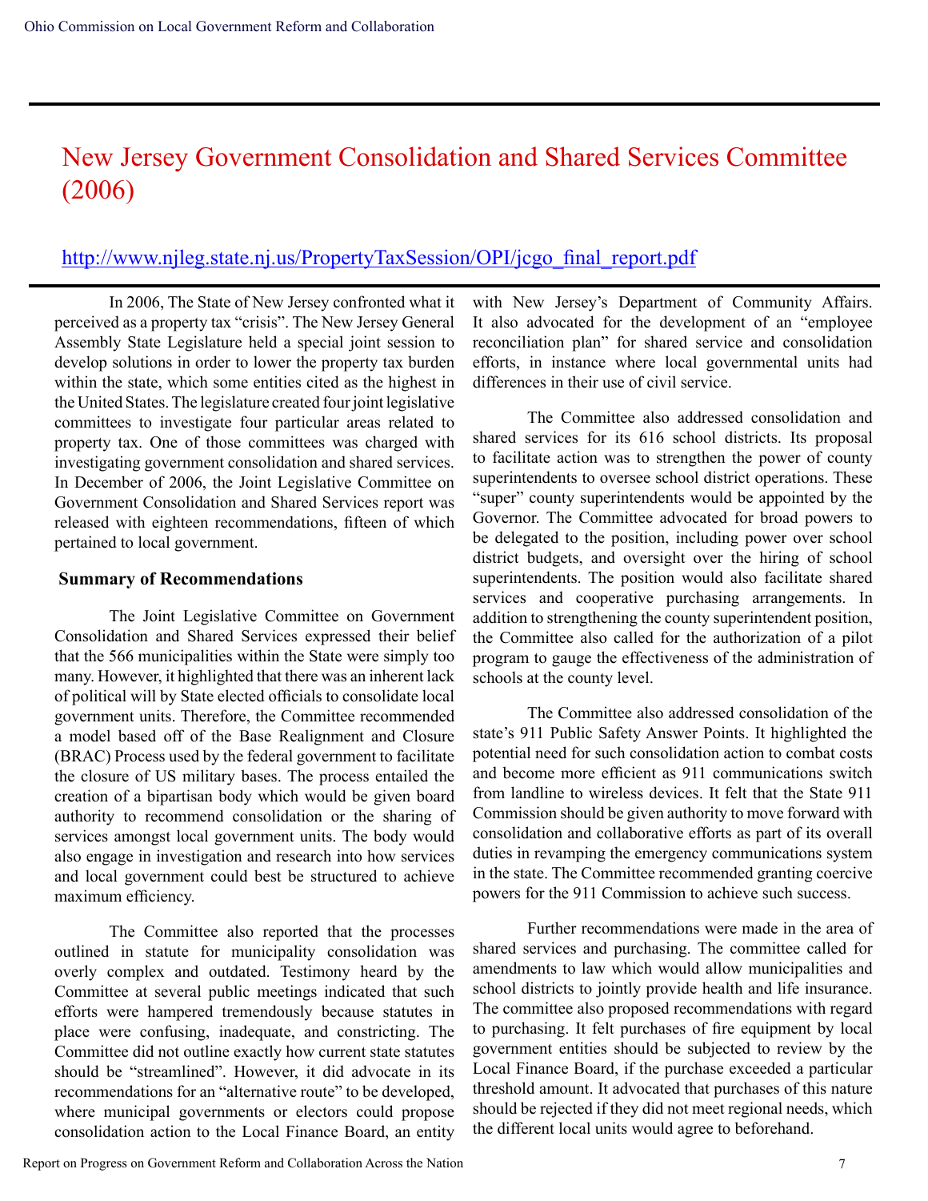# New Jersey Government Consolidation and Shared Services Committee (2006)

http://www.njleg.state.nj.us/PropertyTaxSession/OPI/jcgo_final_report.pdf

In 2006, The State of New Jersey confronted what it perceived as a property tax "crisis". The New Jersey General Assembly State Legislature held a special joint session to develop solutions in order to lower the property tax burden within the state, which some entities cited as the highest in the United States. The legislature created four joint legislative committees to investigate four particular areas related to property tax. One of those committees was charged with investigating government consolidation and shared services. In December of 2006, the Joint Legislative Committee on Government Consolidation and Shared Services report was released with eighteen recommendations, fifteen of which pertained to local government.

**Summary of Recommendations**

The Joint Legislative Committee on Government Consolidation and Shared Services expressed their belief that the 566 municipalities within the State were simply too many. However, it highlighted that there was an inherent lack of political will by State elected officials to consolidate local government units. Therefore, the Committee recommended a model based off of the Base Realignment and Closure (BRAC) Process used by the federal government to facilitate the closure of US military bases. The process entailed the creation of a bipartisan body which would be given board authority to recommend consolidation or the sharing of services amongst local government units. The body would also engage in investigation and research into how services and local government could best be structured to achieve maximum efficiency.

The Committee also reported that the processes outlined in statute for municipality consolidation was overly complex and outdated. Testimony heard by the Committee at several public meetings indicated that such efforts were hampered tremendously because statutes in place were confusing, inadequate, and constricting. The Committee did not outline exactly how current state statutes should be "streamlined". However, it did advocate in its recommendations for an "alternative route" to be developed, where municipal governments or electors could propose consolidation action to the Local Finance Board, an entity with New Jersey's Department of Community Affairs. It also advocated for the development of an "employee reconciliation plan" for shared service and consolidation efforts, in instance where local governmental units had differences in their use of civil service.

The Committee also addressed consolidation and shared services for its 616 school districts. Its proposal to facilitate action was to strengthen the power of county superintendents to oversee school district operations. These "super" county superintendents would be appointed by the Governor. The Committee advocated for broad powers to be delegated to the position, including power over school district budgets, and oversight over the hiring of school superintendents. The position would also facilitate shared services and cooperative purchasing arrangements. In addition to strengthening the county superintendent position, the Committee also called for the authorization of a pilot program to gauge the effectiveness of the administration of schools at the county level.

The Committee also addressed consolidation of the state's 911 Public Safety Answer Points. It highlighted the potential need for such consolidation action to combat costs and become more efficient as 911 communications switch from landline to wireless devices. It felt that the State 911 Commission should be given authority to move forward with consolidation and collaborative efforts as part of its overall duties in revamping the emergency communications system in the state. The Committee recommended granting coercive powers for the 911 Commission to achieve such success.

Further recommendations were made in the area of shared services and purchasing. The committee called for amendments to law which would allow municipalities and school districts to jointly provide health and life insurance. The committee also proposed recommendations with regard to purchasing. It felt purchases of fire equipment by local government entities should be subjected to review by the Local Finance Board, if the purchase exceeded a particular threshold amount. It advocated that purchases of this nature should be rejected if they did not meet regional needs, which the different local units would agree to beforehand.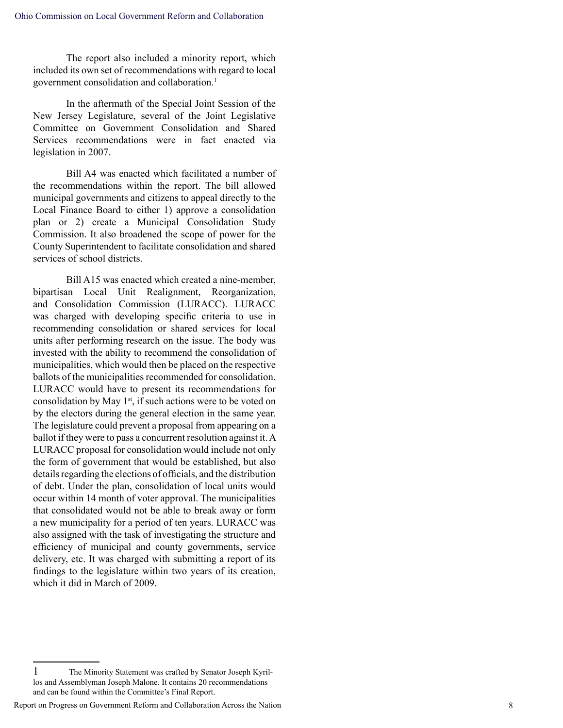The report also included a minority report, which included its own set of recommendations with regard to local government consolidation and collaboration.[1]

In the aftermath of the Special Joint Session of the New Jersey Legislature, several of the Joint Legislative Committee on Government Consolidation and Shared Services recommendations were in fact enacted via legislation in 2007.

Bill A4 was enacted which facilitated a number of the recommendations within the report. The bill allowed municipal governments and citizens to appeal directly to the Local Finance Board to either 1) approve a consolidation plan or 2) create a Municipal Consolidation Study Commission. It also broadened the scope of power for the County Superintendent to facilitate consolidation and shared services of school districts.

Bill A15 was enacted which created a nine-member, bipartisan Local Unit Realignment, Reorganization, and Consolidation Commission (LURACC). LURACC was charged with developing specific criteria to use in recommending consolidation or shared services for local units after performing research on the issue. The body was invested with the ability to recommend the consolidation of municipalities, which would then be placed on the respective ballots of the municipalities recommended for consolidation. LURACC would have to present its recommendations for consolidation by May 1st, if such actions were to be voted on by the electors during the general election in the same year. The legislature could prevent a proposal from appearing on a ballot if they were to pass a concurrent resolution against it. A LURACC proposal for consolidation would include not only the form of government that would be established, but also details regarding the elections of officials, and the distribution of debt. Under the plan, consolidation of local units would occur within 14 month of voter approval. The municipalities that consolidated would not be able to break away or form a new municipality for a period of ten years. LURACC was also assigned with the task of investigating the structure and efficiency of municipal and county governments, service delivery, etc. It was charged with submitting a report of its findings to the legislature within two years of its creation, which it did in March of 2009.

---

[1] The Minority Statement was crafted by Senator Joseph Kyrillos and Assemblyman Joseph Malone. It contains 20 recommendations and can be found within the Committee's Final Report.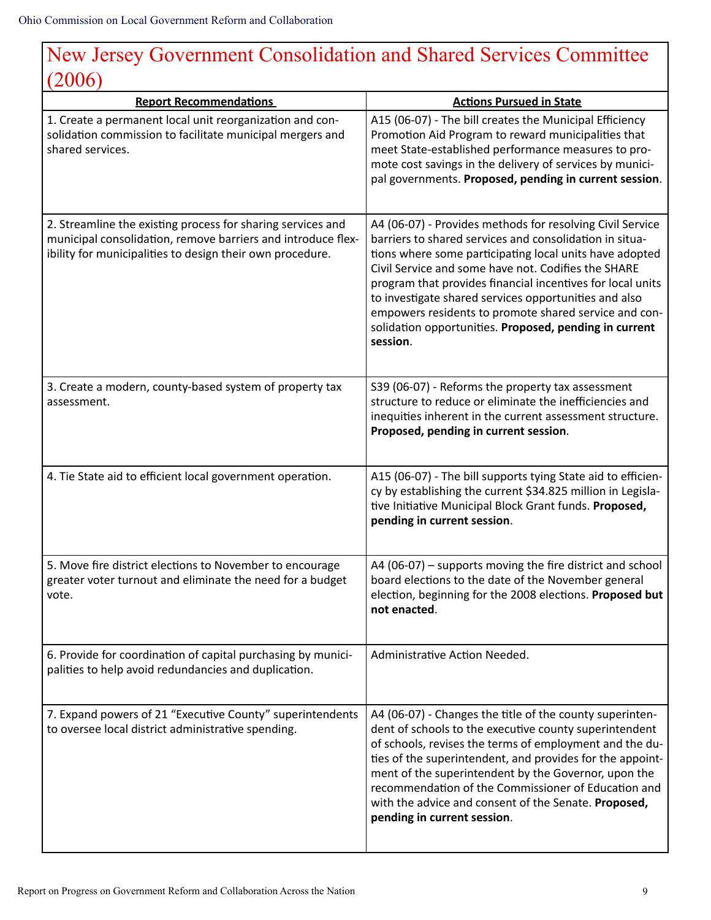## New Jersey Government Consolidation and Shared Services Committee (2006)

| Report Recommendations | Actions Pursued in State |
|---|---|
| 1. Create a permanent local unit reorganization and consolidation commission to facilitate municipal mergers and shared services. | A15 (06-07) - The bill creates the Municipal Efficiency Promotion Aid Program to reward municipalities that meet State-established performance measures to promote cost savings in the delivery of services by municipal governments. **Proposed, pending in current session**. |
| 2. Streamline the existing process for sharing services and municipal consolidation, remove barriers and introduce flexibility for municipalities to design their own procedure. | A4 (06-07) - Provides methods for resolving Civil Service barriers to shared services and consolidation in situations where some participating local units have adopted Civil Service and some have not. Codifies the SHARE program that provides financial incentives for local units to investigate shared services opportunities and also empowers residents to promote shared service and consolidation opportunities. **Proposed, pending in current session**. |
| 3. Create a modern, county-based system of property tax assessment. | S39 (06-07) - Reforms the property tax assessment structure to reduce or eliminate the inefficiencies and inequities inherent in the current assessment structure. **Proposed, pending in current session**. |
| 4. Tie State aid to efficient local government operation. | A15 (06-07) - The bill supports tying State aid to efficiency by establishing the current $34.825 million in Legislative Initiative Municipal Block Grant funds. **Proposed, pending in current session**. |
| 5. Move fire district elections to November to encourage greater voter turnout and eliminate the need for a budget vote. | A4 (06-07) – supports moving the fire district and school board elections to the date of the November general election, beginning for the 2008 elections. **Proposed but not enacted**. |
| 6. Provide for coordination of capital purchasing by municipalities to help avoid redundancies and duplication. | Administrative Action Needed. |
| 7. Expand powers of 21 "Executive County" superintendents to oversee local district administrative spending. | A4 (06-07) - Changes the title of the county superintendent of schools to the executive county superintendent of schools, revises the terms of employment and the duties of the superintendent, and provides for the appointment of the superintendent by the Governor, upon the recommendation of the Commissioner of Education and with the advice and consent of the Senate. **Proposed, pending in current session**. |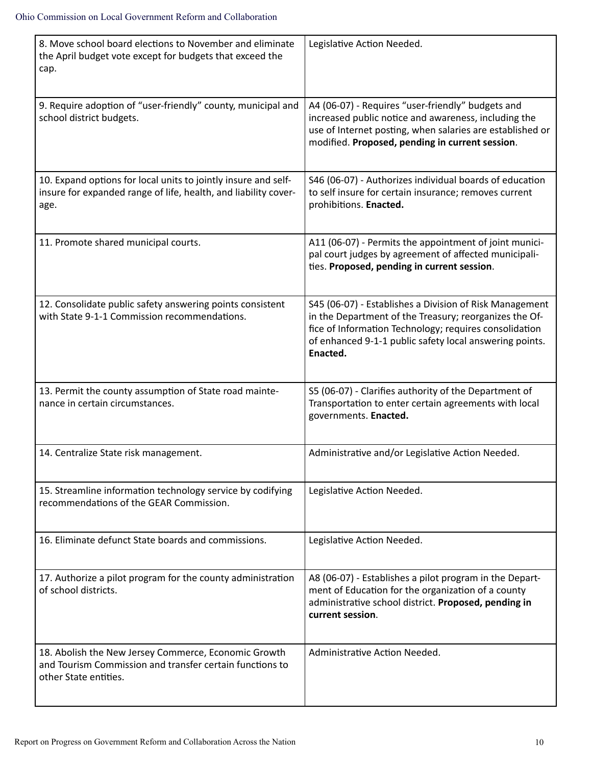| | |
|---|---|
| 8. Move school board elections to November and eliminate the April budget vote except for budgets that exceed the cap. | Legislative Action Needed. |
| 9. Require adoption of "user-friendly" county, municipal and school district budgets. | A4 (06-07) - Requires "user-friendly" budgets and increased public notice and awareness, including the use of Internet posting, when salaries are established or modified. **Proposed, pending in current session**. |
| 10. Expand options for local units to jointly insure and self-insure for expanded range of life, health, and liability coverage. | S46 (06-07) - Authorizes individual boards of education to self insure for certain insurance; removes current prohibitions. **Enacted.** |
| 11. Promote shared municipal courts. | A11 (06-07) - Permits the appointment of joint municipal court judges by agreement of affected municipalities. **Proposed, pending in current session**. |
| 12. Consolidate public safety answering points consistent with State 9-1-1 Commission recommendations. | S45 (06-07) - Establishes a Division of Risk Management in the Department of the Treasury; reorganizes the Office of Information Technology; requires consolidation of enhanced 9-1-1 public safety local answering points. **Enacted.** |
| 13. Permit the county assumption of State road maintenance in certain circumstances. | S5 (06-07) - Clarifies authority of the Department of Transportation to enter certain agreements with local governments. **Enacted.** |
| 14. Centralize State risk management. | Administrative and/or Legislative Action Needed. |
| 15. Streamline information technology service by codifying recommendations of the GEAR Commission. | Legislative Action Needed. |
| 16. Eliminate defunct State boards and commissions. | Legislative Action Needed. |
| 17. Authorize a pilot program for the county administration of school districts. | A8 (06-07) - Establishes a pilot program in the Department of Education for the organization of a county administrative school district. **Proposed, pending in current session**. |
| 18. Abolish the New Jersey Commerce, Economic Growth and Tourism Commission and transfer certain functions to other State entities. | Administrative Action Needed. |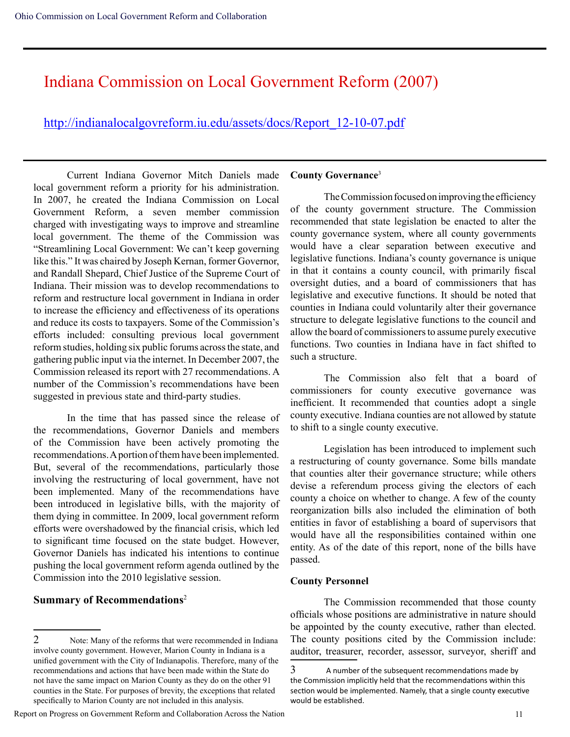# Indiana Commission on Local Government Reform (2007)

http://indianalocalgovreform.iu.edu/assets/docs/Report_12-10-07.pdf

Current Indiana Governor Mitch Daniels made local government reform a priority for his administration. In 2007, he created the Indiana Commission on Local Government Reform, a seven member commission charged with investigating ways to improve and streamline local government. The theme of the Commission was "Streamlining Local Government: We can't keep governing like this." It was chaired by Joseph Kernan, former Governor, and Randall Shepard, Chief Justice of the Supreme Court of Indiana. Their mission was to develop recommendations to reform and restructure local government in Indiana in order to increase the efficiency and effectiveness of its operations and reduce its costs to taxpayers. Some of the Commission's efforts included: consulting previous local government reform studies, holding six public forums across the state, and gathering public input via the internet. In December 2007, the Commission released its report with 27 recommendations. A number of the Commission's recommendations have been suggested in previous state and third-party studies.

In the time that has passed since the release of the recommendations, Governor Daniels and members of the Commission have been actively promoting the recommendations. A portion of them have been implemented. But, several of the recommendations, particularly those involving the restructuring of local government, have not been implemented. Many of the recommendations have been introduced in legislative bills, with the majority of them dying in committee. In 2009, local government reform efforts were overshadowed by the financial crisis, which led to significant time focused on the state budget. However, Governor Daniels has indicated his intentions to continue pushing the local government reform agenda outlined by the Commission into the 2010 legislative session.

### Summary of Recommendations[2]

### County Governance[3]

The Commission focused on improving the efficiency of the county government structure. The Commission recommended that state legislation be enacted to alter the county governance system, where all county governments would have a clear separation between executive and legislative functions. Indiana's county governance is unique in that it contains a county council, with primarily fiscal oversight duties, and a board of commissioners that has legislative and executive functions. It should be noted that counties in Indiana could voluntarily alter their governance structure to delegate legislative functions to the council and allow the board of commissioners to assume purely executive functions. Two counties in Indiana have in fact shifted to such a structure.

The Commission also felt that a board of commissioners for county executive governance was inefficient. It recommended that counties adopt a single county executive. Indiana counties are not allowed by statute to shift to a single county executive.

Legislation has been introduced to implement such a restructuring of county governance. Some bills mandate that counties alter their governance structure; while others devise a referendum process giving the electors of each county a choice on whether to change. A few of the county reorganization bills also included the elimination of both entities in favor of establishing a board of supervisors that would have all the responsibilities contained within one entity. As of the date of this report, none of the bills have passed.

### County Personnel

The Commission recommended that those county officials whose positions are administrative in nature should be appointed by the county executive, rather than elected. The county positions cited by the Commission include: auditor, treasurer, recorder, assessor, surveyor, sheriff and

---

2 Note: Many of the reforms that were recommended in Indiana involve county government. However, Marion County in Indiana is a unified government with the City of Indianapolis. Therefore, many of the recommendations and actions that have been made within the State do not have the same impact on Marion County as they do on the other 91 counties in the State. For purposes of brevity, the exceptions that related specifically to Marion County are not included in this analysis.

3 A number of the subsequent recommendations made by the Commission implicitly held that the recommendations within this section would be implemented. Namely, that a single county executive would be established.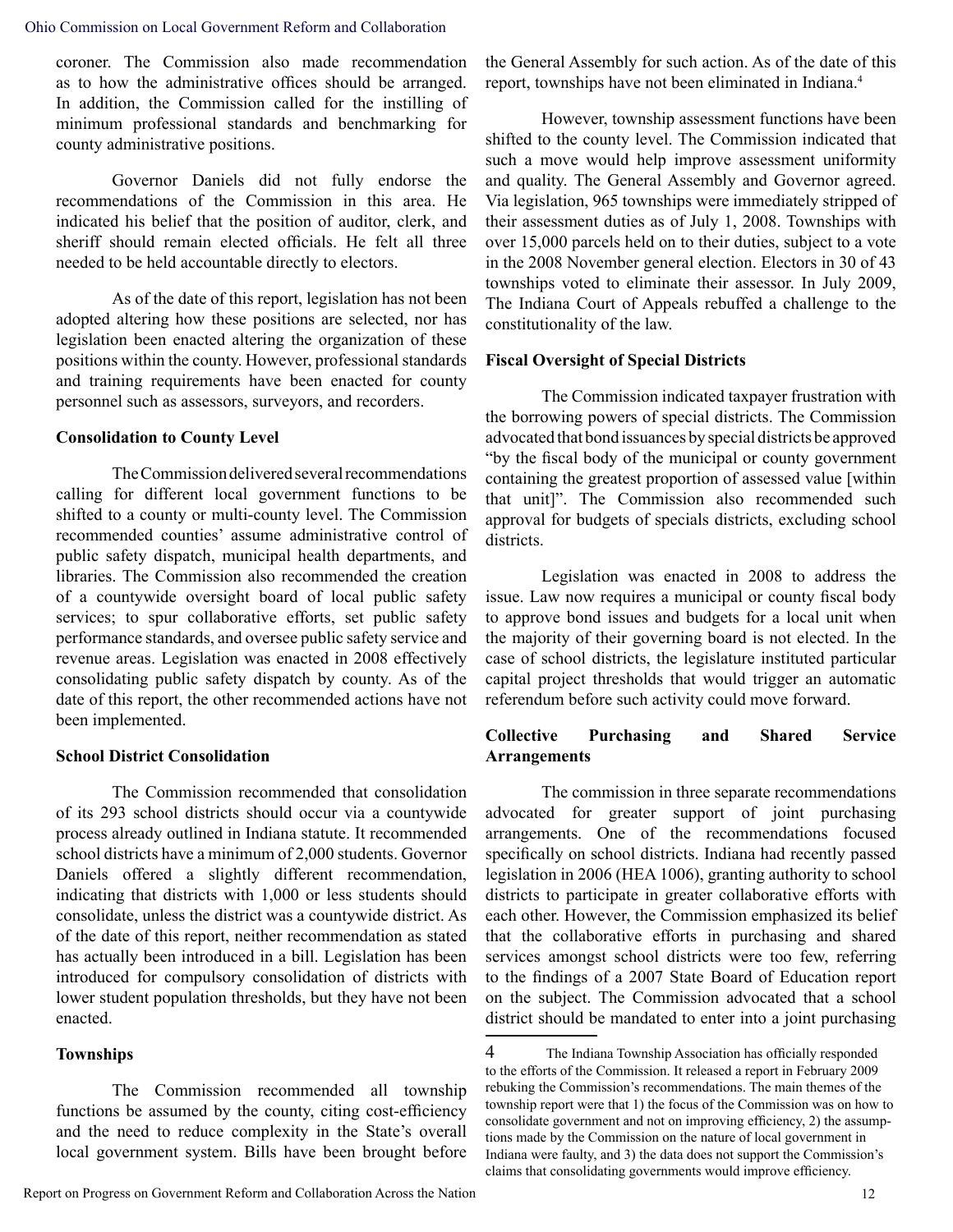coroner. The Commission also made recommendation as to how the administrative offices should be arranged. In addition, the Commission called for the instilling of minimum professional standards and benchmarking for county administrative positions.

Governor Daniels did not fully endorse the recommendations of the Commission in this area. He indicated his belief that the position of auditor, clerk, and sheriff should remain elected officials. He felt all three needed to be held accountable directly to electors.

As of the date of this report, legislation has not been adopted altering how these positions are selected, nor has legislation been enacted altering the organization of these positions within the county. However, professional standards and training requirements have been enacted for county personnel such as assessors, surveyors, and recorders.

**Consolidation to County Level**

The Commission delivered several recommendations calling for different local government functions to be shifted to a county or multi-county level. The Commission recommended counties' assume administrative control of public safety dispatch, municipal health departments, and libraries. The Commission also recommended the creation of a countywide oversight board of local public safety services; to spur collaborative efforts, set public safety performance standards, and oversee public safety service and revenue areas. Legislation was enacted in 2008 effectively consolidating public safety dispatch by county. As of the date of this report, the other recommended actions have not been implemented.

**School District Consolidation**

The Commission recommended that consolidation of its 293 school districts should occur via a countywide process already outlined in Indiana statute. It recommended school districts have a minimum of 2,000 students. Governor Daniels offered a slightly different recommendation, indicating that districts with 1,000 or less students should consolidate, unless the district was a countywide district. As of the date of this report, neither recommendation as stated has actually been introduced in a bill. Legislation has been introduced for compulsory consolidation of districts with lower student population thresholds, but they have not been enacted.

**Townships**

The Commission recommended all township functions be assumed by the county, citing cost-efficiency and the need to reduce complexity in the State's overall local government system. Bills have been brought before the General Assembly for such action. As of the date of this report, townships have not been eliminated in Indiana.[4]

However, township assessment functions have been shifted to the county level. The Commission indicated that such a move would help improve assessment uniformity and quality. The General Assembly and Governor agreed. Via legislation, 965 townships were immediately stripped of their assessment duties as of July 1, 2008. Townships with over 15,000 parcels held on to their duties, subject to a vote in the 2008 November general election. Electors in 30 of 43 townships voted to eliminate their assessor. In July 2009, The Indiana Court of Appeals rebuffed a challenge to the constitutionality of the law.

**Fiscal Oversight of Special Districts**

The Commission indicated taxpayer frustration with the borrowing powers of special districts. The Commission advocated that bond issuances by special districts be approved "by the fiscal body of the municipal or county government containing the greatest proportion of assessed value [within that unit]". The Commission also recommended such approval for budgets of specials districts, excluding school districts.

Legislation was enacted in 2008 to address the issue. Law now requires a municipal or county fiscal body to approve bond issues and budgets for a local unit when the majority of their governing board is not elected. In the case of school districts, the legislature instituted particular capital project thresholds that would trigger an automatic referendum before such activity could move forward.

**Collective Purchasing and Shared Service Arrangements**

The commission in three separate recommendations advocated for greater support of joint purchasing arrangements. One of the recommendations focused specifically on school districts. Indiana had recently passed legislation in 2006 (HEA 1006), granting authority to school districts to participate in greater collaborative efforts with each other. However, the Commission emphasized its belief that the collaborative efforts in purchasing and shared services amongst school districts were too few, referring to the findings of a 2007 State Board of Education report on the subject. The Commission advocated that a school district should be mandated to enter into a joint purchasing

[4] The Indiana Township Association has officially responded to the efforts of the Commission. It released a report in February 2009 rebuking the Commission's recommendations. The main themes of the township report were that 1) the focus of the Commission was on how to consolidate government and not on improving efficiency, 2) the assumptions made by the Commission on the nature of local government in Indiana were faulty, and 3) the data does not support the Commission's claims that consolidating governments would improve efficiency.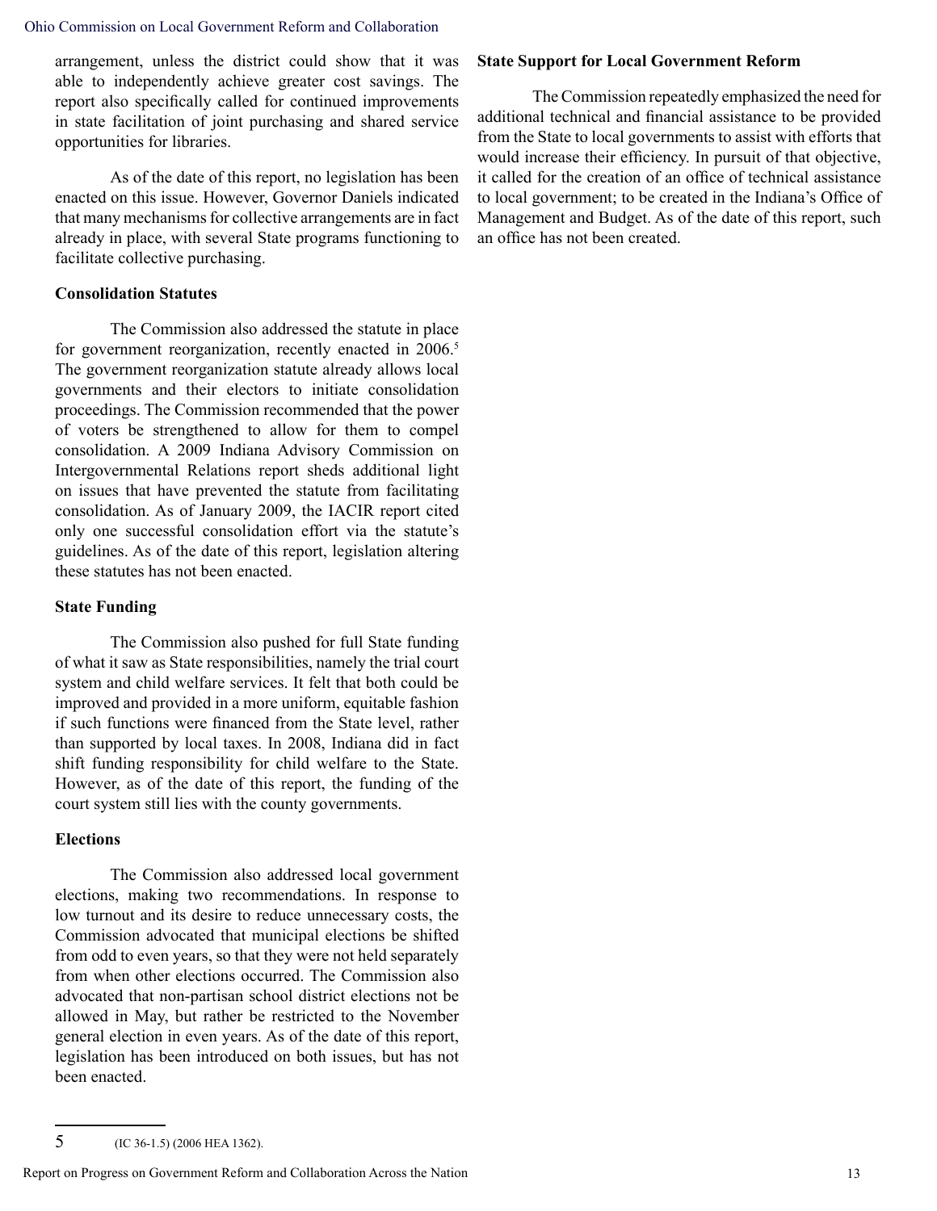arrangement, unless the district could show that it was able to independently achieve greater cost savings. The report also specifically called for continued improvements in state facilitation of joint purchasing and shared service opportunities for libraries.

As of the date of this report, no legislation has been enacted on this issue. However, Governor Daniels indicated that many mechanisms for collective arrangements are in fact already in place, with several State programs functioning to facilitate collective purchasing.

**Consolidation Statutes**

The Commission also addressed the statute in place for government reorganization, recently enacted in 2006.[5] The government reorganization statute already allows local governments and their electors to initiate consolidation proceedings. The Commission recommended that the power of voters be strengthened to allow for them to compel consolidation. A 2009 Indiana Advisory Commission on Intergovernmental Relations report sheds additional light on issues that have prevented the statute from facilitating consolidation. As of January 2009, the IACIR report cited only one successful consolidation effort via the statute's guidelines. As of the date of this report, legislation altering these statutes has not been enacted.

**State Funding**

The Commission also pushed for full State funding of what it saw as State responsibilities, namely the trial court system and child welfare services. It felt that both could be improved and provided in a more uniform, equitable fashion if such functions were financed from the State level, rather than supported by local taxes. In 2008, Indiana did in fact shift funding responsibility for child welfare to the State. However, as of the date of this report, the funding of the court system still lies with the county governments.

**Elections**

The Commission also addressed local government elections, making two recommendations. In response to low turnout and its desire to reduce unnecessary costs, the Commission advocated that municipal elections be shifted from odd to even years, so that they were not held separately from when other elections occurred. The Commission also advocated that non-partisan school district elections not be allowed in May, but rather be restricted to the November general election in even years. As of the date of this report, legislation has been introduced on both issues, but has not been enacted.

**State Support for Local Government Reform**

The Commission repeatedly emphasized the need for additional technical and financial assistance to be provided from the State to local governments to assist with efforts that would increase their efficiency. In pursuit of that objective, it called for the creation of an office of technical assistance to local government; to be created in the Indiana's Office of Management and Budget. As of the date of this report, such an office has not been created.

---

5 (IC 36-1.5) (2006 HEA 1362).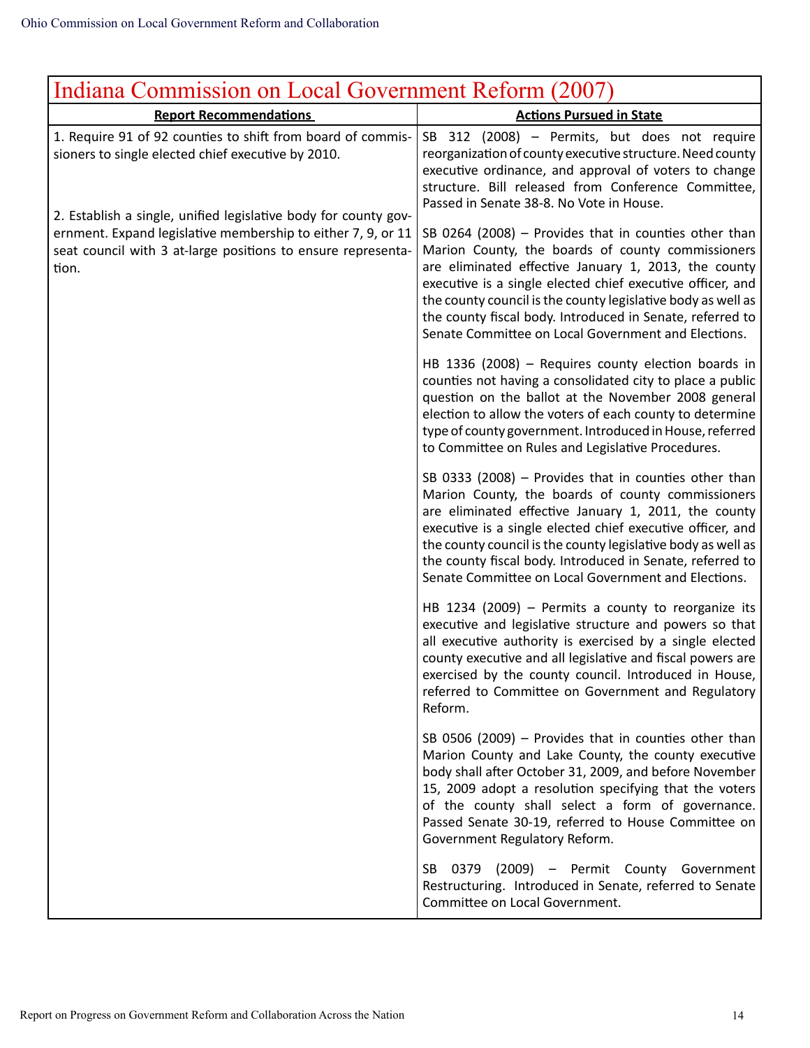## Indiana Commission on Local Government Reform (2007)

| Report Recommendations | Actions Pursued in State |
|---|---|
| 1. Require 91 of 92 counties to shift from board of commissioners to single elected chief executive by 2010.<br><br>2. Establish a single, unified legislative body for county government. Expand legislative membership to either 7, 9, or 11 seat council with 3 at-large positions to ensure representation. | SB 312 (2008) – Permits, but does not require reorganization of county executive structure. Need county executive ordinance, and approval of voters to change structure. Bill released from Conference Committee, Passed in Senate 38-8. No Vote in House.<br><br>SB 0264 (2008) – Provides that in counties other than Marion County, the boards of county commissioners are eliminated effective January 1, 2013, the county executive is a single elected chief executive officer, and the county council is the county legislative body as well as the county fiscal body. Introduced in Senate, referred to Senate Committee on Local Government and Elections.<br><br>HB 1336 (2008) – Requires county election boards in counties not having a consolidated city to place a public question on the ballot at the November 2008 general election to allow the voters of each county to determine type of county government. Introduced in House, referred to Committee on Rules and Legislative Procedures.<br><br>SB 0333 (2008) – Provides that in counties other than Marion County, the boards of county commissioners are eliminated effective January 1, 2011, the county executive is a single elected chief executive officer, and the county council is the county legislative body as well as the county fiscal body. Introduced in Senate, referred to Senate Committee on Local Government and Elections.<br><br>HB 1234 (2009) – Permits a county to reorganize its executive and legislative structure and powers so that all executive authority is exercised by a single elected county executive and all legislative and fiscal powers are exercised by the county council. Introduced in House, referred to Committee on Government and Regulatory Reform.<br><br>SB 0506 (2009) – Provides that in counties other than Marion County and Lake County, the county executive body shall after October 31, 2009, and before November 15, 2009 adopt a resolution specifying that the voters of the county shall select a form of governance. Passed Senate 30-19, referred to House Committee on Government Regulatory Reform.<br><br>SB 0379 (2009) – Permit County Government Restructuring. Introduced in Senate, referred to Senate Committee on Local Government. |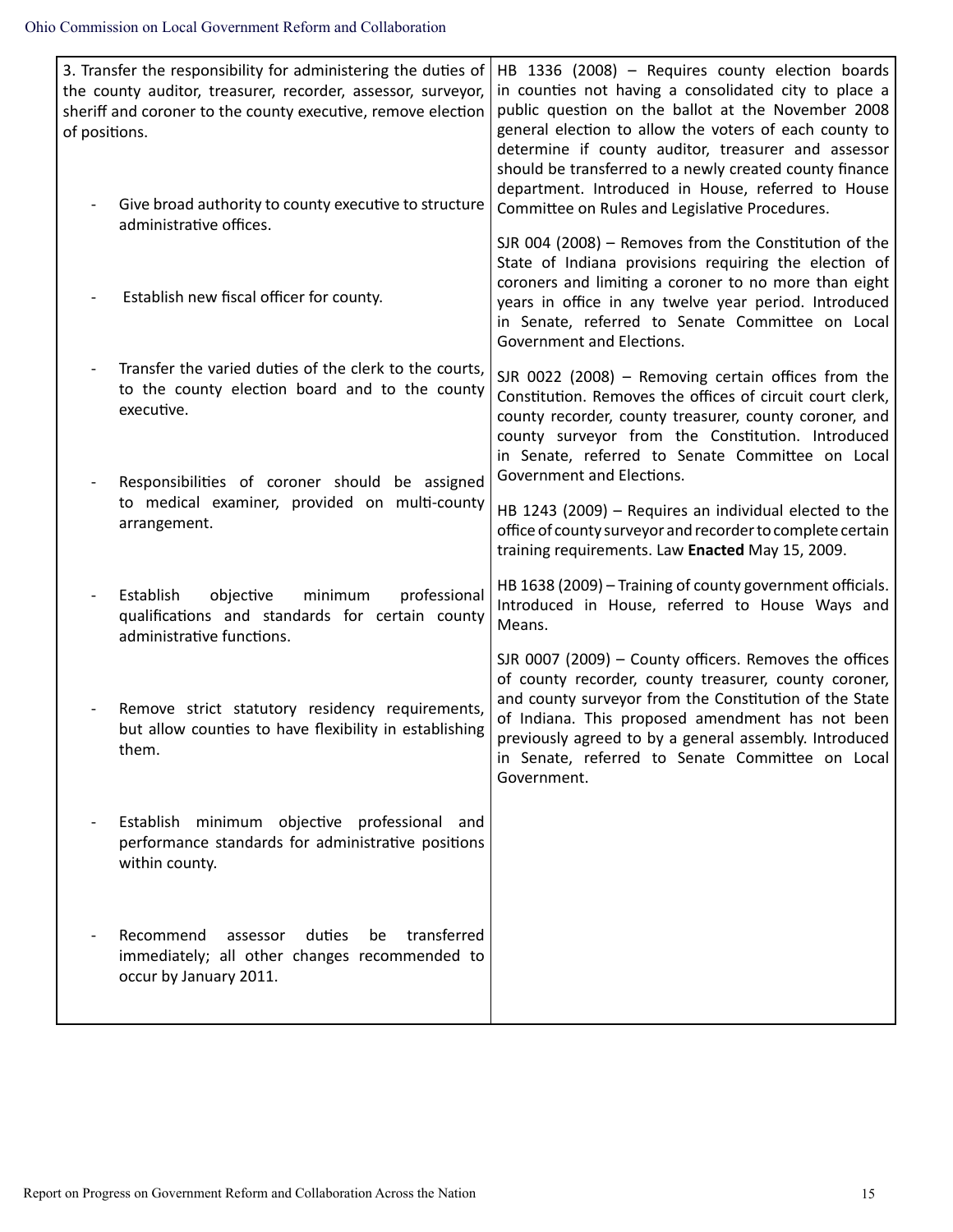| 3. Transfer the responsibility for administering the duties of the county auditor, treasurer, recorder, assessor, surveyor, sheriff and coroner to the county executive, remove election of positions.<br><br>- Give broad authority to county executive to structure administrative offices.<br>- Establish new fiscal officer for county.<br>- Transfer the varied duties of the clerk to the courts, to the county election board and to the county executive.<br>- Responsibilities of coroner should be assigned to medical examiner, provided on multi-county arrangement.<br>- Establish objective minimum professional qualifications and standards for certain county administrative functions.<br>- Remove strict statutory residency requirements, but allow counties to have flexibility in establishing them.<br>- Establish minimum objective professional and performance standards for administrative positions within county.<br>- Recommend assessor duties be transferred immediately; all other changes recommended to occur by January 2011. | HB 1336 (2008) – Requires county election boards in counties not having a consolidated city to place a public question on the ballot at the November 2008 general election to allow the voters of each county to determine if county auditor, treasurer and assessor should be transferred to a newly created county finance department. Introduced in House, referred to House Committee on Rules and Legislative Procedures.<br><br>SJR 004 (2008) – Removes from the Constitution of the State of Indiana provisions requiring the election of coroners and limiting a coroner to no more than eight years in office in any twelve year period. Introduced in Senate, referred to Senate Committee on Local Government and Elections.<br><br>SJR 0022 (2008) – Removing certain offices from the Constitution. Removes the offices of circuit court clerk, county recorder, county treasurer, county coroner, and county surveyor from the Constitution. Introduced in Senate, referred to Senate Committee on Local Government and Elections.<br><br>HB 1243 (2009) – Requires an individual elected to the office of county surveyor and recorder to complete certain training requirements. Law **Enacted** May 15, 2009.<br><br>HB 1638 (2009) – Training of county government officials. Introduced in House, referred to House Ways and Means.<br><br>SJR 0007 (2009) – County officers. Removes the offices of county recorder, county treasurer, county coroner, and county surveyor from the Constitution of the State of Indiana. This proposed amendment has not been previously agreed to by a general assembly. Introduced in Senate, referred to Senate Committee on Local Government. |
|---|---|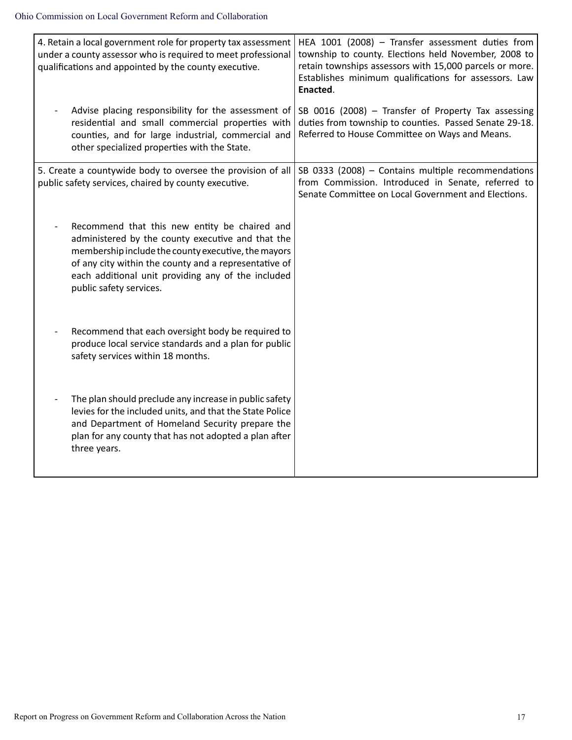| | |
|---|---|
| 4. Retain a local government role for property tax assessment under a county assessor who is required to meet professional qualifications and appointed by the county executive. | HEA 1001 (2008) – Transfer assessment duties from township to county. Elections held November, 2008 to retain townships assessors with 15,000 parcels or more. Establishes minimum qualifications for assessors. Law **Enacted**. |
| - Advise placing responsibility for the assessment of residential and small commercial properties with counties, and for large industrial, commercial and other specialized properties with the State. | SB 0016 (2008) – Transfer of Property Tax assessing duties from township to counties. Passed Senate 29-18. Referred to House Committee on Ways and Means. |
| 5. Create a countywide body to oversee the provision of all public safety services, chaired by county executive. | SB 0333 (2008) – Contains multiple recommendations from Commission. Introduced in Senate, referred to Senate Committee on Local Government and Elections. |
| - Recommend that this new entity be chaired and administered by the county executive and that the membership include the county executive, the mayors of any city within the county and a representative of each additional unit providing any of the included public safety services. | |
| - Recommend that each oversight body be required to produce local service standards and a plan for public safety services within 18 months. | |
| - The plan should preclude any increase in public safety levies for the included units, and that the State Police and Department of Homeland Security prepare the plan for any county that has not adopted a plan after three years. | |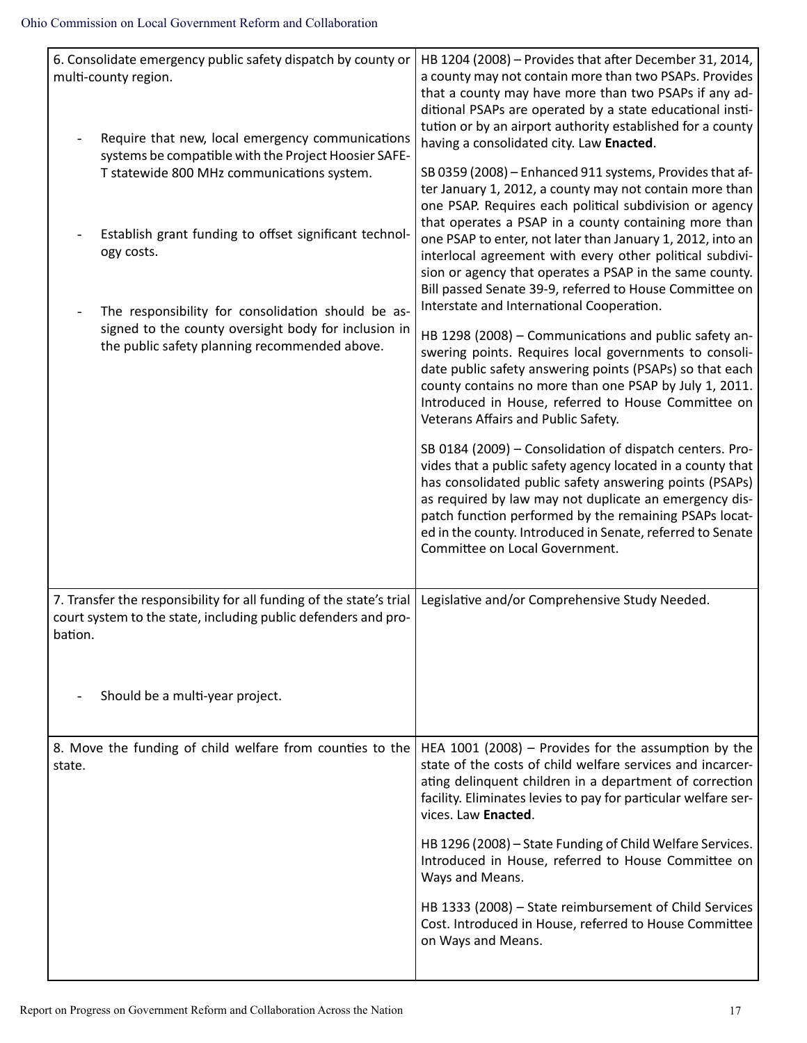| | |
|---|---|
| 6. Consolidate emergency public safety dispatch by county or multi-county region.<br><br>- Require that new, local emergency communications systems be compatible with the Project Hoosier SAFE-T statewide 800 MHz communications system.<br><br>- Establish grant funding to offset significant technology costs.<br><br>- The responsibility for consolidation should be assigned to the county oversight body for inclusion in the public safety planning recommended above. | HB 1204 (2008) – Provides that after December 31, 2014, a county may not contain more than two PSAPs. Provides that a county may have more than two PSAPs if any additional PSAPs are operated by a state educational institution or by an airport authority established for a county having a consolidated city. Law **Enacted**.<br><br>SB 0359 (2008) – Enhanced 911 systems, Provides that after January 1, 2012, a county may not contain more than one PSAP. Requires each political subdivision or agency that operates a PSAP in a county containing more than one PSAP to enter, not later than January 1, 2012, into an interlocal agreement with every other political subdivision or agency that operates a PSAP in the same county. Bill passed Senate 39-9, referred to House Committee on Interstate and International Cooperation.<br><br>HB 1298 (2008) – Communications and public safety answering points. Requires local governments to consolidate public safety answering points (PSAPs) so that each county contains no more than one PSAP by July 1, 2011. Introduced in House, referred to House Committee on Veterans Affairs and Public Safety.<br><br>SB 0184 (2009) – Consolidation of dispatch centers. Provides that a public safety agency located in a county that has consolidated public safety answering points (PSAPs) as required by law may not duplicate an emergency dispatch function performed by the remaining PSAPs located in the county. Introduced in Senate, referred to Senate Committee on Local Government. |
| 7. Transfer the responsibility for all funding of the state's trial court system to the state, including public defenders and probation.<br><br>- Should be a multi-year project. | Legislative and/or Comprehensive Study Needed. |
| 8. Move the funding of child welfare from counties to the state. | HEA 1001 (2008) – Provides for the assumption by the state of the costs of child welfare services and incarcerating delinquent children in a department of correction facility. Eliminates levies to pay for particular welfare services. Law **Enacted**.<br><br>HB 1296 (2008) – State Funding of Child Welfare Services. Introduced in House, referred to House Committee on Ways and Means.<br><br>HB 1333 (2008) – State reimbursement of Child Services Cost. Introduced in House, referred to House Committee on Ways and Means. |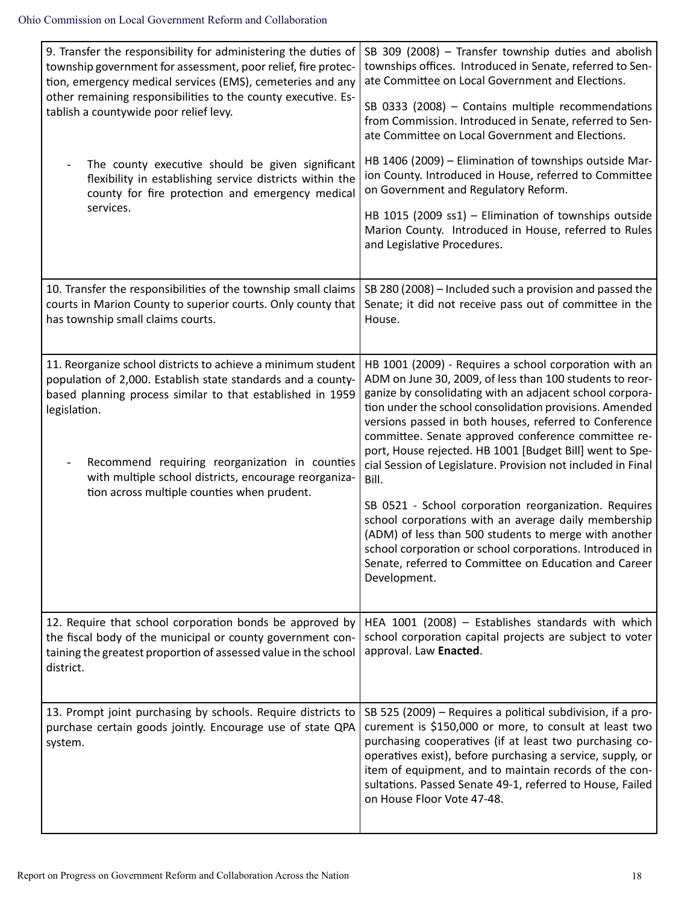| | |
|---|---|
| 9. Transfer the responsibility for administering the duties of township government for assessment, poor relief, fire protection, emergency medical services (EMS), cemeteries and any other remaining responsibilities to the county executive. Establish a countywide poor relief levy.<br><br>- The county executive should be given significant flexibility in establishing service districts within the county for fire protection and emergency medical services. | SB 309 (2008) – Transfer township duties and abolish townships offices. Introduced in Senate, referred to Senate Committee on Local Government and Elections.<br><br>SB 0333 (2008) – Contains multiple recommendations from Commission. Introduced in Senate, referred to Senate Committee on Local Government and Elections.<br><br>HB 1406 (2009) – Elimination of townships outside Marion County. Introduced in House, referred to Committee on Government and Regulatory Reform.<br><br>HB 1015 (2009 ss1) – Elimination of townships outside Marion County. Introduced in House, referred to Rules and Legislative Procedures. |
| 10. Transfer the responsibilities of the township small claims courts in Marion County to superior courts. Only county that has township small claims courts. | SB 280 (2008) – Included such a provision and passed the Senate; it did not receive pass out of committee in the House. |
| 11. Reorganize school districts to achieve a minimum student population of 2,000. Establish state standards and a county-based planning process similar to that established in 1959 legislation.<br><br>- Recommend requiring reorganization in counties with multiple school districts, encourage reorganization across multiple counties when prudent. | HB 1001 (2009) - Requires a school corporation with an ADM on June 30, 2009, of less than 100 students to reorganize by consolidating with an adjacent school corporation under the school consolidation provisions. Amended versions passed in both houses, referred to Conference committee. Senate approved conference committee report, House rejected. HB 1001 [Budget Bill] went to Special Session of Legislature. Provision not included in Final Bill.<br><br>SB 0521 - School corporation reorganization. Requires school corporations with an average daily membership (ADM) of less than 500 students to merge with another school corporation or school corporations. Introduced in Senate, referred to Committee on Education and Career Development. |
| 12. Require that school corporation bonds be approved by the fiscal body of the municipal or county government containing the greatest proportion of assessed value in the school district. | HEA 1001 (2008) – Establishes standards with which school corporation capital projects are subject to voter approval. Law **Enacted**. |
| 13. Prompt joint purchasing by schools. Require districts to purchase certain goods jointly. Encourage use of state QPA system. | SB 525 (2009) – Requires a political subdivision, if a procurement is $150,000 or more, to consult at least two purchasing cooperatives (if at least two purchasing cooperatives exist), before purchasing a service, supply, or item of equipment, and to maintain records of the consultations. Passed Senate 49-1, referred to House, Failed on House Floor Vote 47-48. |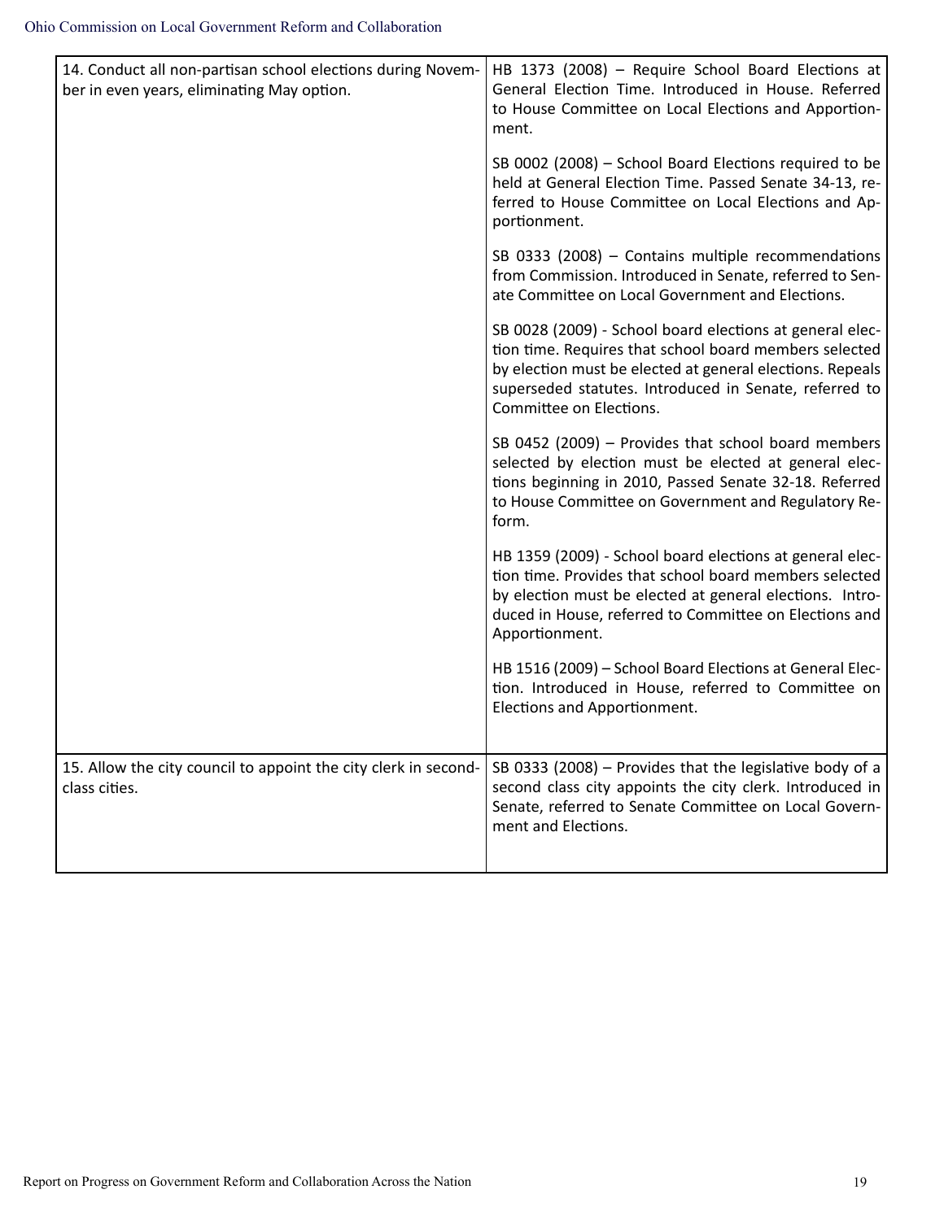| | |
|---|---|
| 14. Conduct all non-partisan school elections during November in even years, eliminating May option. | HB 1373 (2008) – Require School Board Elections at General Election Time. Introduced in House. Referred to House Committee on Local Elections and Apportionment.<br><br>SB 0002 (2008) – School Board Elections required to be held at General Election Time. Passed Senate 34-13, referred to House Committee on Local Elections and Apportionment.<br><br>SB 0333 (2008) – Contains multiple recommendations from Commission. Introduced in Senate, referred to Senate Committee on Local Government and Elections.<br><br>SB 0028 (2009) - School board elections at general election time. Requires that school board members selected by election must be elected at general elections. Repeals superseded statutes. Introduced in Senate, referred to Committee on Elections.<br><br>SB 0452 (2009) – Provides that school board members selected by election must be elected at general elections beginning in 2010, Passed Senate 32-18. Referred to House Committee on Government and Regulatory Reform.<br><br>HB 1359 (2009) - School board elections at general election time. Provides that school board members selected by election must be elected at general elections. Introduced in House, referred to Committee on Elections and Apportionment.<br><br>HB 1516 (2009) – School Board Elections at General Election. Introduced in House, referred to Committee on Elections and Apportionment. |
| 15. Allow the city council to appoint the city clerk in second-class cities. | SB 0333 (2008) – Provides that the legislative body of a second class city appoints the city clerk. Introduced in Senate, referred to Senate Committee on Local Government and Elections. |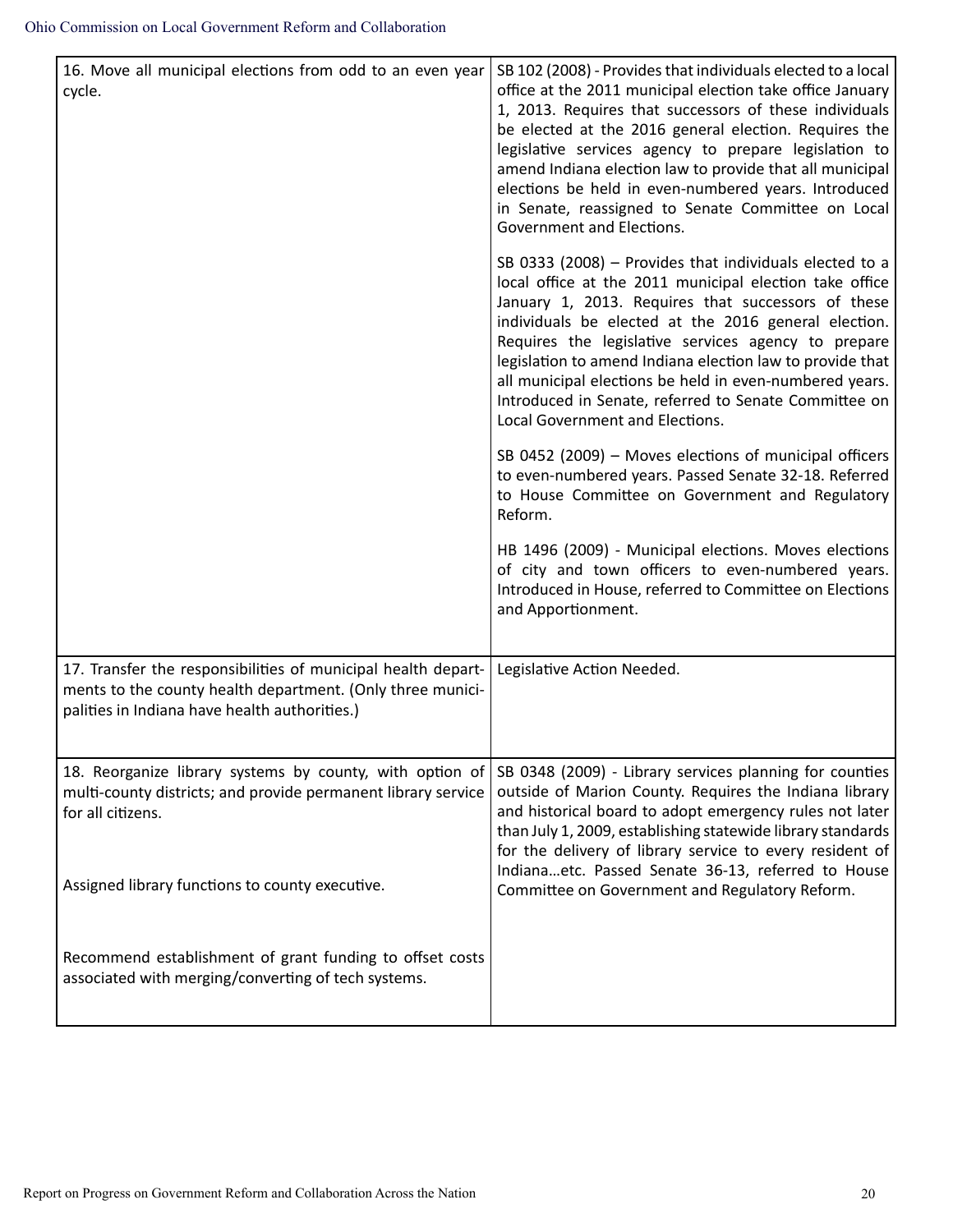| | |
|---|---|
| 16. Move all municipal elections from odd to an even year cycle. | SB 102 (2008) - Provides that individuals elected to a local office at the 2011 municipal election take office January 1, 2013. Requires that successors of these individuals be elected at the 2016 general election. Requires the legislative services agency to prepare legislation to amend Indiana election law to provide that all municipal elections be held in even-numbered years. Introduced in Senate, reassigned to Senate Committee on Local Government and Elections.<br><br>SB 0333 (2008) – Provides that individuals elected to a local office at the 2011 municipal election take office January 1, 2013. Requires that successors of these individuals be elected at the 2016 general election. Requires the legislative services agency to prepare legislation to amend Indiana election law to provide that all municipal elections be held in even-numbered years. Introduced in Senate, referred to Senate Committee on Local Government and Elections.<br><br>SB 0452 (2009) – Moves elections of municipal officers to even-numbered years. Passed Senate 32-18. Referred to House Committee on Government and Regulatory Reform.<br><br>HB 1496 (2009) - Municipal elections. Moves elections of city and town officers to even-numbered years. Introduced in House, referred to Committee on Elections and Apportionment. |
| 17. Transfer the responsibilities of municipal health departments to the county health department. (Only three municipalities in Indiana have health authorities.) | Legislative Action Needed. |
| 18. Reorganize library systems by county, with option of multi-county districts; and provide permanent library service for all citizens.<br><br>Assigned library functions to county executive.<br><br>Recommend establishment of grant funding to offset costs associated with merging/converting of tech systems. | SB 0348 (2009) - Library services planning for counties outside of Marion County. Requires the Indiana library and historical board to adopt emergency rules not later than July 1, 2009, establishing statewide library standards for the delivery of library service to every resident of Indiana…etc. Passed Senate 36-13, referred to House Committee on Government and Regulatory Reform. |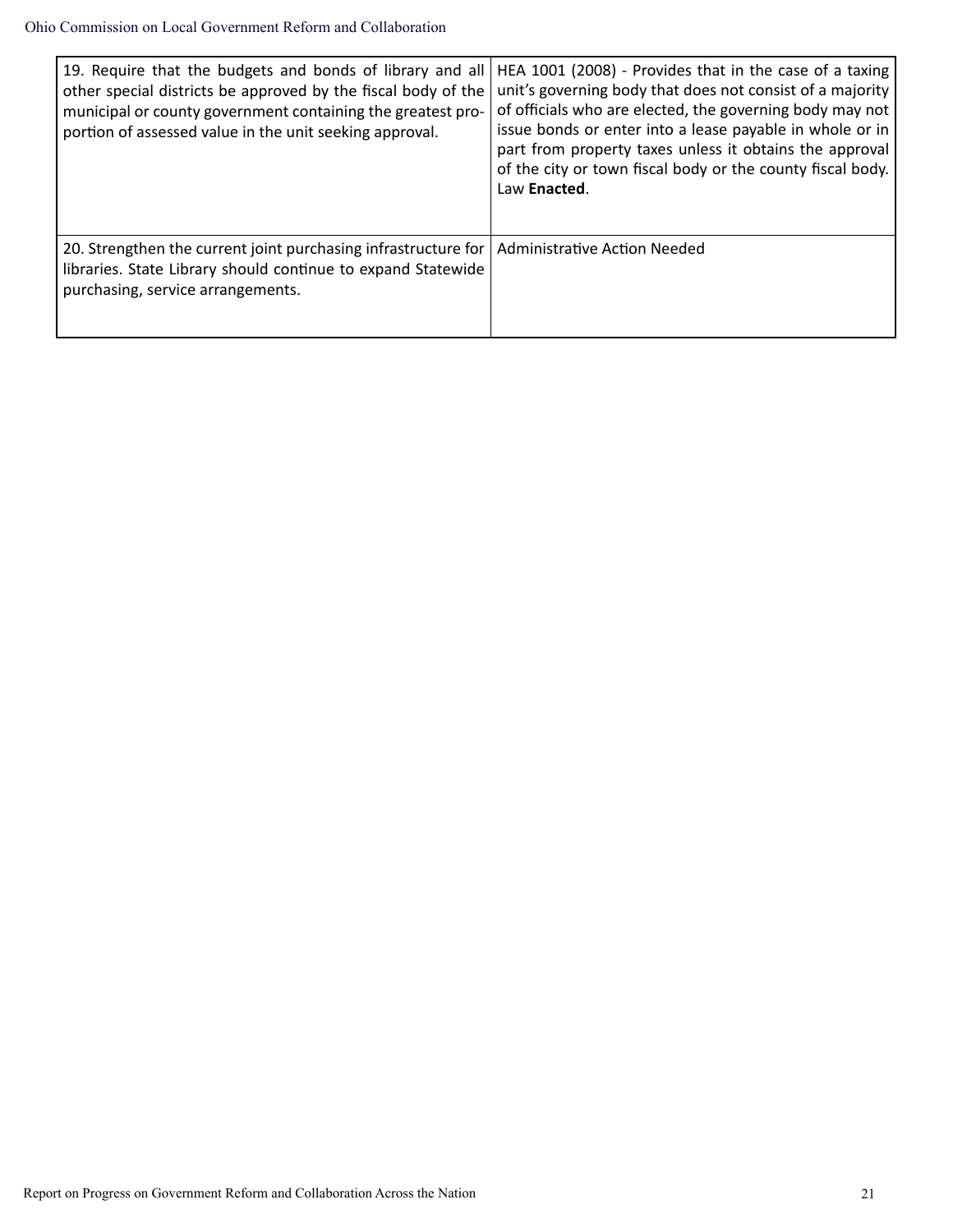| | |
|---|---|
| 19. Require that the budgets and bonds of library and all other special districts be approved by the fiscal body of the municipal or county government containing the greatest proportion of assessed value in the unit seeking approval. | HEA 1001 (2008) - Provides that in the case of a taxing unit's governing body that does not consist of a majority of officials who are elected, the governing body may not issue bonds or enter into a lease payable in whole or in part from property taxes unless it obtains the approval of the city or town fiscal body or the county fiscal body. Law **Enacted**. |
| 20. Strengthen the current joint purchasing infrastructure for libraries. State Library should continue to expand Statewide purchasing, service arrangements. | Administrative Action Needed |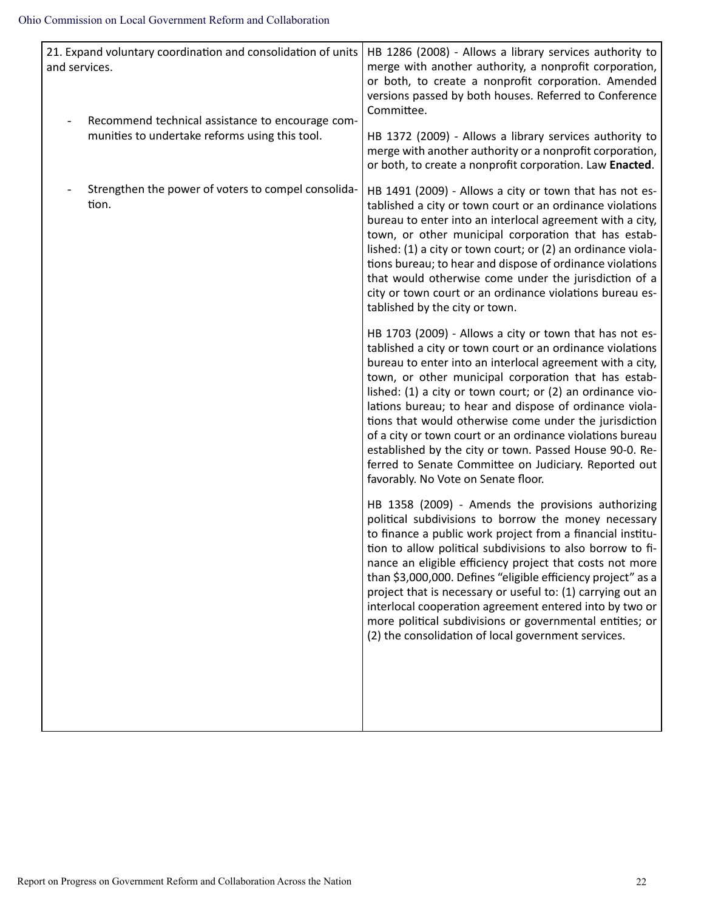| | |
|---|---|
| 21. Expand voluntary coordination and consolidation of units and services.<br><br>- Recommend technical assistance to encourage communities to undertake reforms using this tool.<br><br>- Strengthen the power of voters to compel consolidation. | HB 1286 (2008) - Allows a library services authority to merge with another authority, a nonprofit corporation, or both, to create a nonprofit corporation. Amended versions passed by both houses. Referred to Conference Committee.<br><br>HB 1372 (2009) - Allows a library services authority to merge with another authority or a nonprofit corporation, or both, to create a nonprofit corporation. Law **Enacted**.<br><br>HB 1491 (2009) - Allows a city or town that has not established a city or town court or an ordinance violations bureau to enter into an interlocal agreement with a city, town, or other municipal corporation that has established: (1) a city or town court; or (2) an ordinance violations bureau; to hear and dispose of ordinance violations that would otherwise come under the jurisdiction of a city or town court or an ordinance violations bureau established by the city or town.<br><br>HB 1703 (2009) - Allows a city or town that has not established a city or town court or an ordinance violations bureau to enter into an interlocal agreement with a city, town, or other municipal corporation that has established: (1) a city or town court; or (2) an ordinance violations bureau; to hear and dispose of ordinance violations that would otherwise come under the jurisdiction of a city or town court or an ordinance violations bureau established by the city or town. Passed House 90-0. Referred to Senate Committee on Judiciary. Reported out favorably. No Vote on Senate floor.<br><br>HB 1358 (2009) - Amends the provisions authorizing political subdivisions to borrow the money necessary to finance a public work project from a financial institution to allow political subdivisions to also borrow to finance an eligible efficiency project that costs not more than $3,000,000. Defines "eligible efficiency project" as a project that is necessary or useful to: (1) carrying out an interlocal cooperation agreement entered into by two or more political subdivisions or governmental entities; or (2) the consolidation of local government services. |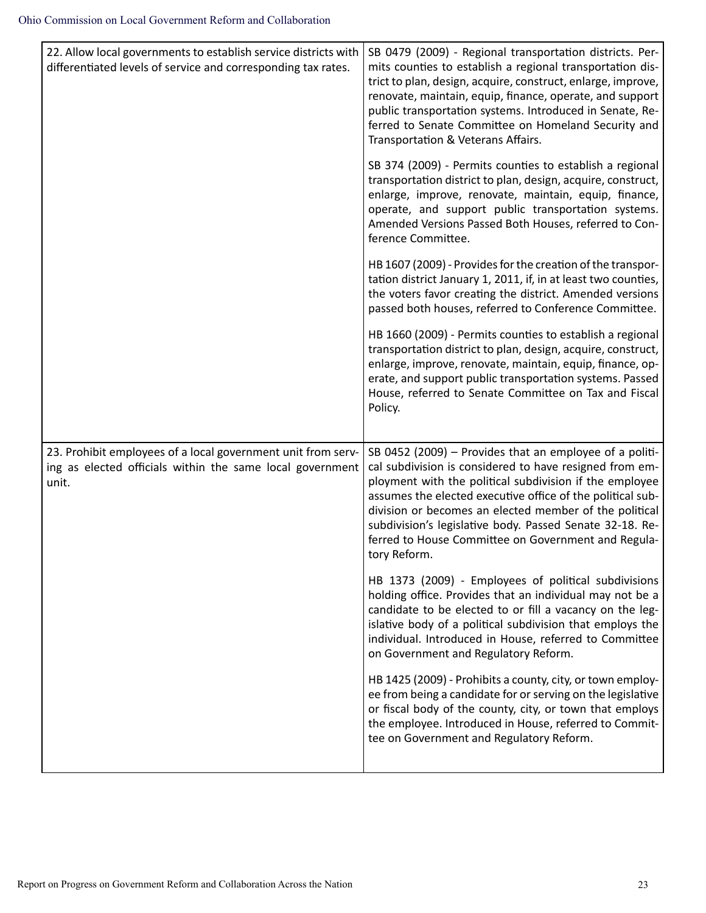| | |
|---|---|
| 22. Allow local governments to establish service districts with differentiated levels of service and corresponding tax rates. | SB 0479 (2009) - Regional transportation districts. Permits counties to establish a regional transportation district to plan, design, acquire, construct, enlarge, improve, renovate, maintain, equip, finance, operate, and support public transportation systems. Introduced in Senate, Referred to Senate Committee on Homeland Security and Transportation & Veterans Affairs.<br><br>SB 374 (2009) - Permits counties to establish a regional transportation district to plan, design, acquire, construct, enlarge, improve, renovate, maintain, equip, finance, operate, and support public transportation systems. Amended Versions Passed Both Houses, referred to Conference Committee.<br><br>HB 1607 (2009) - Provides for the creation of the transportation district January 1, 2011, if, in at least two counties, the voters favor creating the district. Amended versions passed both houses, referred to Conference Committee.<br><br>HB 1660 (2009) - Permits counties to establish a regional transportation district to plan, design, acquire, construct, enlarge, improve, renovate, maintain, equip, finance, operate, and support public transportation systems. Passed House, referred to Senate Committee on Tax and Fiscal Policy. |
| 23. Prohibit employees of a local government unit from serving as elected officials within the same local government unit. | SB 0452 (2009) – Provides that an employee of a political subdivision is considered to have resigned from employment with the political subdivision if the employee assumes the elected executive office of the political subdivision or becomes an elected member of the political subdivision's legislative body. Passed Senate 32-18. Referred to House Committee on Government and Regulatory Reform.<br><br>HB 1373 (2009) - Employees of political subdivisions holding office. Provides that an individual may not be a candidate to be elected to or fill a vacancy on the legislative body of a political subdivision that employs the individual. Introduced in House, referred to Committee on Government and Regulatory Reform.<br><br>HB 1425 (2009) - Prohibits a county, city, or town employee from being a candidate for or serving on the legislative or fiscal body of the county, city, or town that employs the employee. Introduced in House, referred to Committee on Government and Regulatory Reform. |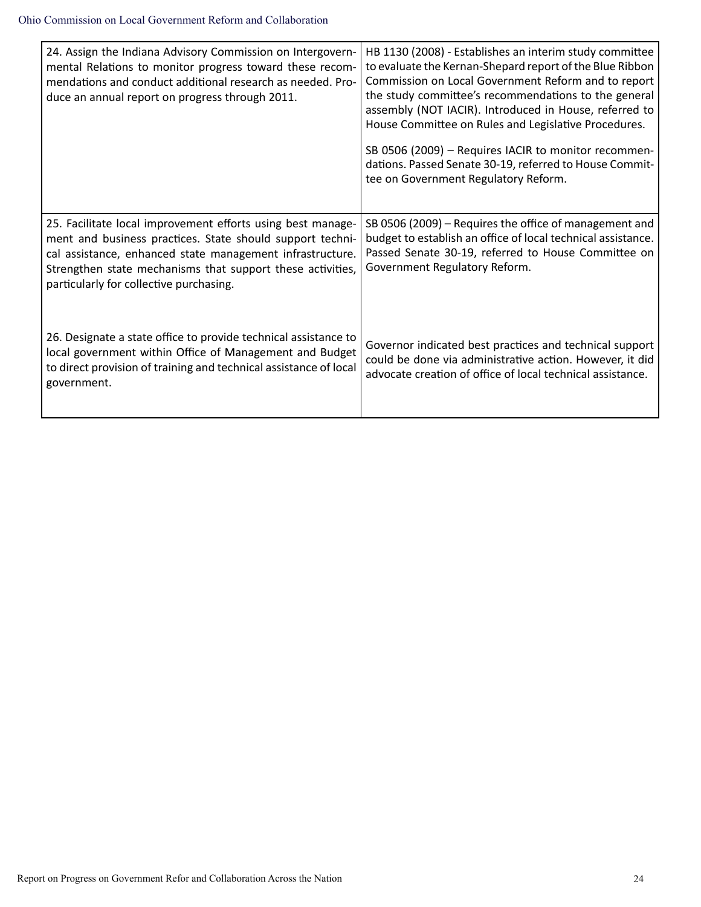| | |
|---|---|
| 24. Assign the Indiana Advisory Commission on Intergovernmental Relations to monitor progress toward these recommendations and conduct additional research as needed. Produce an annual report on progress through 2011. | HB 1130 (2008) - Establishes an interim study committee to evaluate the Kernan-Shepard report of the Blue Ribbon Commission on Local Government Reform and to report the study committee's recommendations to the general assembly (NOT IACIR). Introduced in House, referred to House Committee on Rules and Legislative Procedures.<br><br>SB 0506 (2009) – Requires IACIR to monitor recommendations. Passed Senate 30-19, referred to House Committee on Government Regulatory Reform. |
| 25. Facilitate local improvement efforts using best management and business practices. State should support technical assistance, enhanced state management infrastructure. Strengthen state mechanisms that support these activities, particularly for collective purchasing.<br><br>26. Designate a state office to provide technical assistance to local government within Office of Management and Budget to direct provision of training and technical assistance of local government. | SB 0506 (2009) – Requires the office of management and budget to establish an office of local technical assistance. Passed Senate 30-19, referred to House Committee on Government Regulatory Reform.<br><br>Governor indicated best practices and technical support could be done via administrative action. However, it did advocate creation of office of local technical assistance. |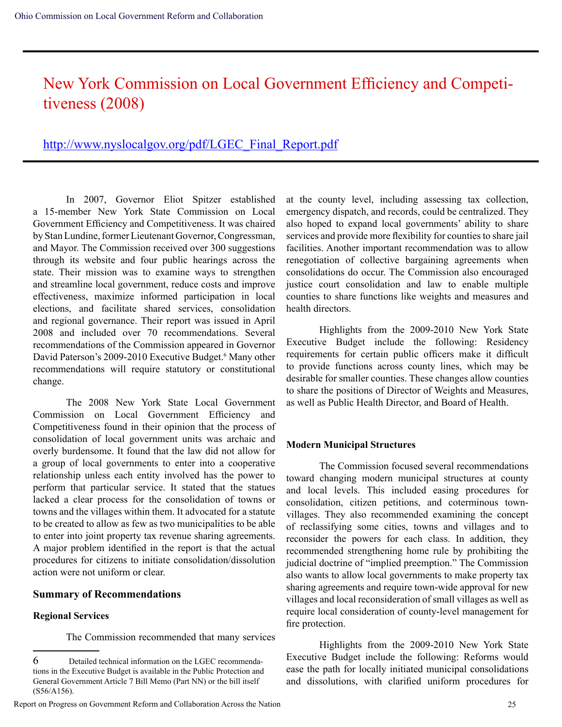# New York Commission on Local Government Efficiency and Competitiveness (2008)

http://www.nyslocalgov.org/pdf/LGEC_Final_Report.pdf

In 2007, Governor Eliot Spitzer established a 15-member New York State Commission on Local Government Efficiency and Competitiveness. It was chaired by Stan Lundine, former Lieutenant Governor, Congressman, and Mayor. The Commission received over 300 suggestions through its website and four public hearings across the state. Their mission was to examine ways to strengthen and streamline local government, reduce costs and improve effectiveness, maximize informed participation in local elections, and facilitate shared services, consolidation and regional governance. Their report was issued in April 2008 and included over 70 recommendations. Several recommendations of the Commission appeared in Governor David Paterson's 2009-2010 Executive Budget.[6] Many other recommendations will require statutory or constitutional change.

The 2008 New York State Local Government Commission on Local Government Efficiency and Competitiveness found in their opinion that the process of consolidation of local government units was archaic and overly burdensome. It found that the law did not allow for a group of local governments to enter into a cooperative relationship unless each entity involved has the power to perform that particular service. It stated that the statues lacked a clear process for the consolidation of towns or towns and the villages within them. It advocated for a statute to be created to allow as few as two municipalities to be able to enter into joint property tax revenue sharing agreements. A major problem identified in the report is that the actual procedures for citizens to initiate consolidation/dissolution action were not uniform or clear.

## Summary of Recommendations

### Regional Services

The Commission recommended that many services at the county level, including assessing tax collection, emergency dispatch, and records, could be centralized. They also hoped to expand local governments' ability to share services and provide more flexibility for counties to share jail facilities. Another important recommendation was to allow renegotiation of collective bargaining agreements when consolidations do occur. The Commission also encouraged justice court consolidation and law to enable multiple counties to share functions like weights and measures and health directors.

Highlights from the 2009-2010 New York State Executive Budget include the following: Residency requirements for certain public officers make it difficult to provide functions across county lines, which may be desirable for smaller counties. These changes allow counties to share the positions of Director of Weights and Measures, as well as Public Health Director, and Board of Health.

### Modern Municipal Structures

The Commission focused several recommendations toward changing modern municipal structures at county and local levels. This included easing procedures for consolidation, citizen petitions, and coterminous town-villages. They also recommended examining the concept of reclassifying some cities, towns and villages and to reconsider the powers for each class. In addition, they recommended strengthening home rule by prohibiting the judicial doctrine of "implied preemption." The Commission also wants to allow local governments to make property tax sharing agreements and require town-wide approval for new villages and local reconsideration of small villages as well as require local consideration of county-level management for fire protection.

Highlights from the 2009-2010 New York State Executive Budget include the following: Reforms would ease the path for locally initiated municipal consolidations and dissolutions, with clarified uniform procedures for

---

6 Detailed technical information on the LGEC recommendations in the Executive Budget is available in the Public Protection and General Government Article 7 Bill Memo (Part NN) or the bill itself (S56/A156).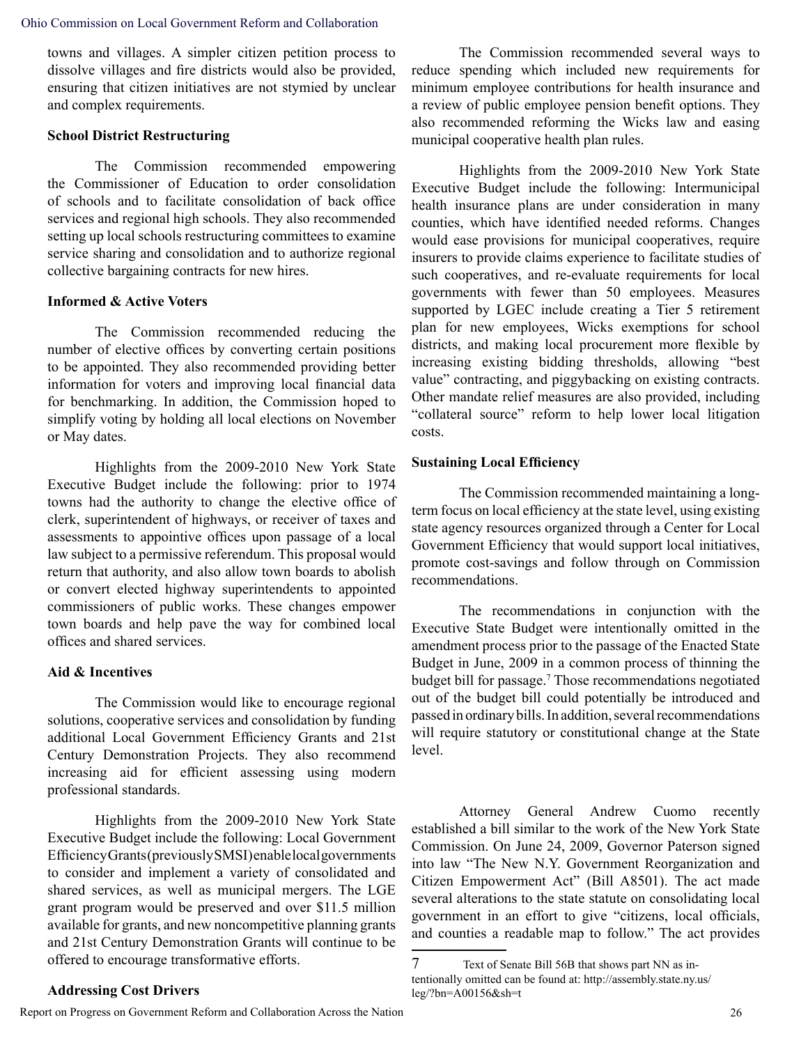towns and villages. A simpler citizen petition process to dissolve villages and fire districts would also be provided, ensuring that citizen initiatives are not stymied by unclear and complex requirements.

**School District Restructuring**

The Commission recommended empowering the Commissioner of Education to order consolidation of schools and to facilitate consolidation of back office services and regional high schools. They also recommended setting up local schools restructuring committees to examine service sharing and consolidation and to authorize regional collective bargaining contracts for new hires.

**Informed & Active Voters**

The Commission recommended reducing the number of elective offices by converting certain positions to be appointed. They also recommended providing better information for voters and improving local financial data for benchmarking. In addition, the Commission hoped to simplify voting by holding all local elections on November or May dates.

Highlights from the 2009-2010 New York State Executive Budget include the following: prior to 1974 towns had the authority to change the elective office of clerk, superintendent of highways, or receiver of taxes and assessments to appointive offices upon passage of a local law subject to a permissive referendum. This proposal would return that authority, and also allow town boards to abolish or convert elected highway superintendents to appointed commissioners of public works. These changes empower town boards and help pave the way for combined local offices and shared services.

**Aid & Incentives**

The Commission would like to encourage regional solutions, cooperative services and consolidation by funding additional Local Government Efficiency Grants and 21st Century Demonstration Projects. They also recommend increasing aid for efficient assessing using modern professional standards.

Highlights from the 2009-2010 New York State Executive Budget include the following: Local Government Efficiency Grants (previously SMSI) enable local governments to consider and implement a variety of consolidated and shared services, as well as municipal mergers. The LGE grant program would be preserved and over $11.5 million available for grants, and new noncompetitive planning grants and 21st Century Demonstration Grants will continue to be offered to encourage transformative efforts.

**Addressing Cost Drivers**

The Commission recommended several ways to reduce spending which included new requirements for minimum employee contributions for health insurance and a review of public employee pension benefit options. They also recommended reforming the Wicks law and easing municipal cooperative health plan rules.

Highlights from the 2009-2010 New York State Executive Budget include the following: Intermunicipal health insurance plans are under consideration in many counties, which have identified needed reforms. Changes would ease provisions for municipal cooperatives, require insurers to provide claims experience to facilitate studies of such cooperatives, and re-evaluate requirements for local governments with fewer than 50 employees. Measures supported by LGEC include creating a Tier 5 retirement plan for new employees, Wicks exemptions for school districts, and making local procurement more flexible by increasing existing bidding thresholds, allowing "best value" contracting, and piggybacking on existing contracts. Other mandate relief measures are also provided, including "collateral source" reform to help lower local litigation costs.

**Sustaining Local Efficiency**

The Commission recommended maintaining a long-term focus on local efficiency at the state level, using existing state agency resources organized through a Center for Local Government Efficiency that would support local initiatives, promote cost-savings and follow through on Commission recommendations.

The recommendations in conjunction with the Executive State Budget were intentionally omitted in the amendment process prior to the passage of the Enacted State Budget in June, 2009 in a common process of thinning the budget bill for passage.[7] Those recommendations negotiated out of the budget bill could potentially be introduced and passed in ordinary bills. In addition, several recommendations will require statutory or constitutional change at the State level.

Attorney General Andrew Cuomo recently established a bill similar to the work of the New York State Commission. On June 24, 2009, Governor Paterson signed into law "The New N.Y. Government Reorganization and Citizen Empowerment Act" (Bill A8501). The act made several alterations to the state statute on consolidating local government in an effort to give "citizens, local officials, and counties a readable map to follow." The act provides

7 Text of Senate Bill 56B that shows part NN as intentionally omitted can be found at: http://assembly.state.ny.us/leg/?bn=A00156&sh=t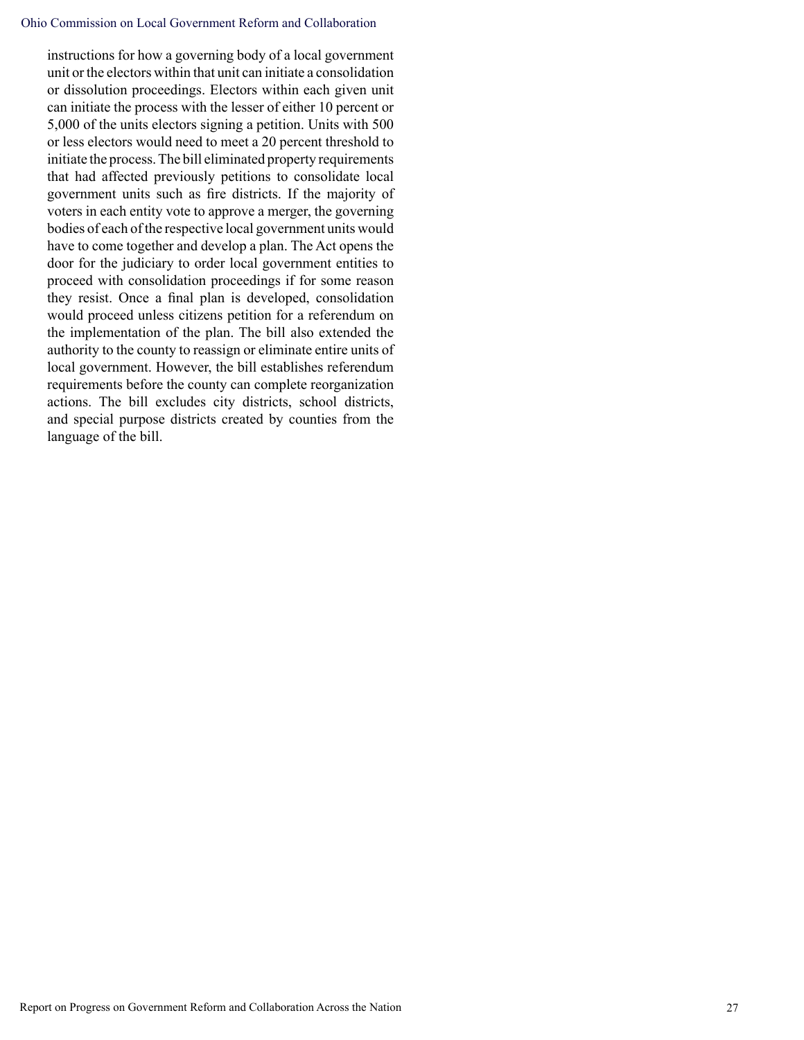instructions for how a governing body of a local government unit or the electors within that unit can initiate a consolidation or dissolution proceedings. Electors within each given unit can initiate the process with the lesser of either 10 percent or 5,000 of the units electors signing a petition. Units with 500 or less electors would need to meet a 20 percent threshold to initiate the process. The bill eliminated property requirements that had affected previously petitions to consolidate local government units such as fire districts. If the majority of voters in each entity vote to approve a merger, the governing bodies of each of the respective local government units would have to come together and develop a plan. The Act opens the door for the judiciary to order local government entities to proceed with consolidation proceedings if for some reason they resist. Once a final plan is developed, consolidation would proceed unless citizens petition for a referendum on the implementation of the plan. The bill also extended the authority to the county to reassign or eliminate entire units of local government. However, the bill establishes referendum requirements before the county can complete reorganization actions. The bill excludes city districts, school districts, and special purpose districts created by counties from the language of the bill.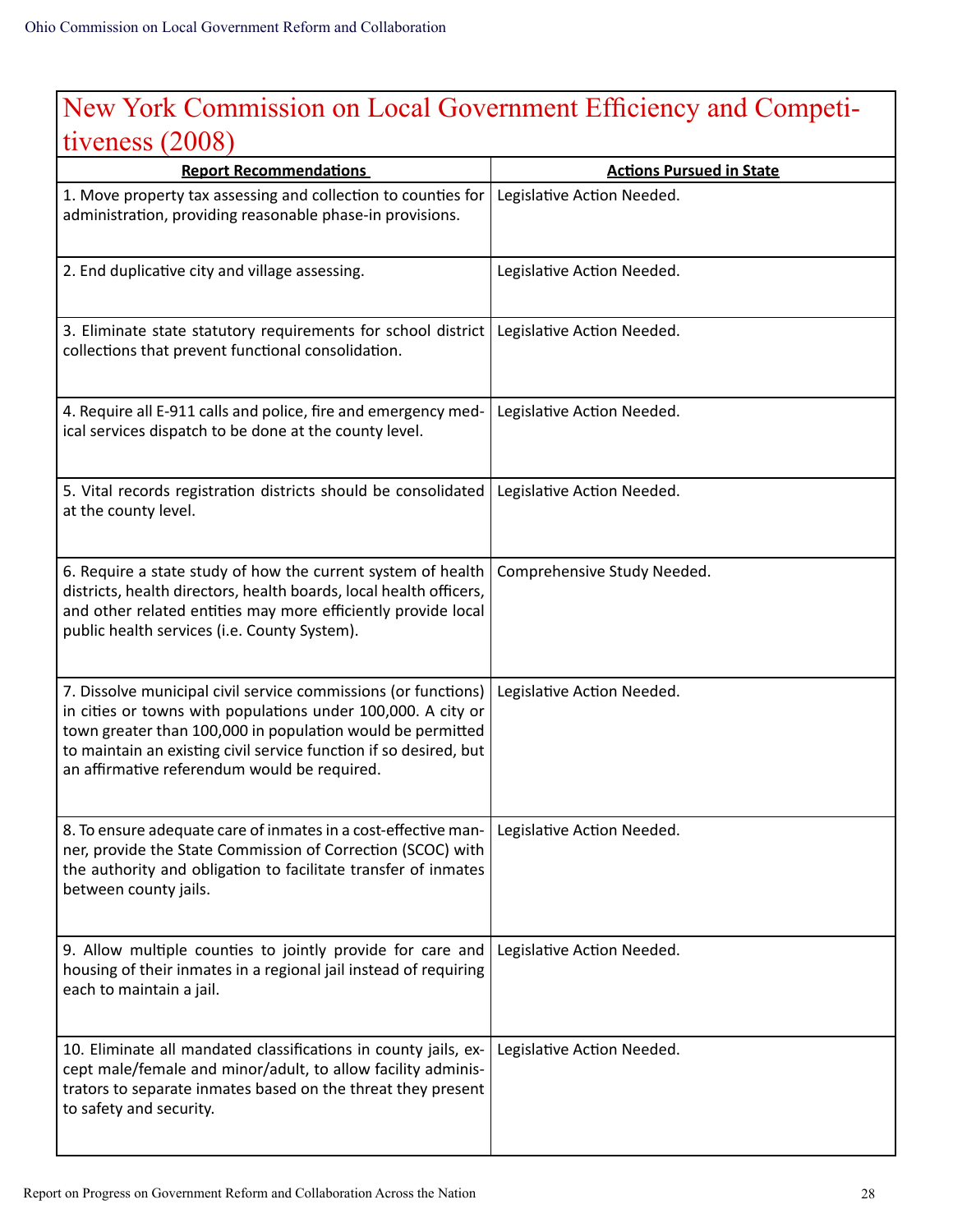## New York Commission on Local Government Efficiency and Competitiveness (2008)

| Report Recommendations | Actions Pursued in State |
|---|---|
| 1. Move property tax assessing and collection to counties for administration, providing reasonable phase-in provisions. | Legislative Action Needed. |
| 2. End duplicative city and village assessing. | Legislative Action Needed. |
| 3. Eliminate state statutory requirements for school district collections that prevent functional consolidation. | Legislative Action Needed. |
| 4. Require all E-911 calls and police, fire and emergency medical services dispatch to be done at the county level. | Legislative Action Needed. |
| 5. Vital records registration districts should be consolidated at the county level. | Legislative Action Needed. |
| 6. Require a state study of how the current system of health districts, health directors, health boards, local health officers, and other related entities may more efficiently provide local public health services (i.e. County System). | Comprehensive Study Needed. |
| 7. Dissolve municipal civil service commissions (or functions) in cities or towns with populations under 100,000. A city or town greater than 100,000 in population would be permitted to maintain an existing civil service function if so desired, but an affirmative referendum would be required. | Legislative Action Needed. |
| 8. To ensure adequate care of inmates in a cost-effective manner, provide the State Commission of Correction (SCOC) with the authority and obligation to facilitate transfer of inmates between county jails. | Legislative Action Needed. |
| 9. Allow multiple counties to jointly provide for care and housing of their inmates in a regional jail instead of requiring each to maintain a jail. | Legislative Action Needed. |
| 10. Eliminate all mandated classifications in county jails, except male/female and minor/adult, to allow facility administrators to separate inmates based on the threat they present to safety and security. | Legislative Action Needed. |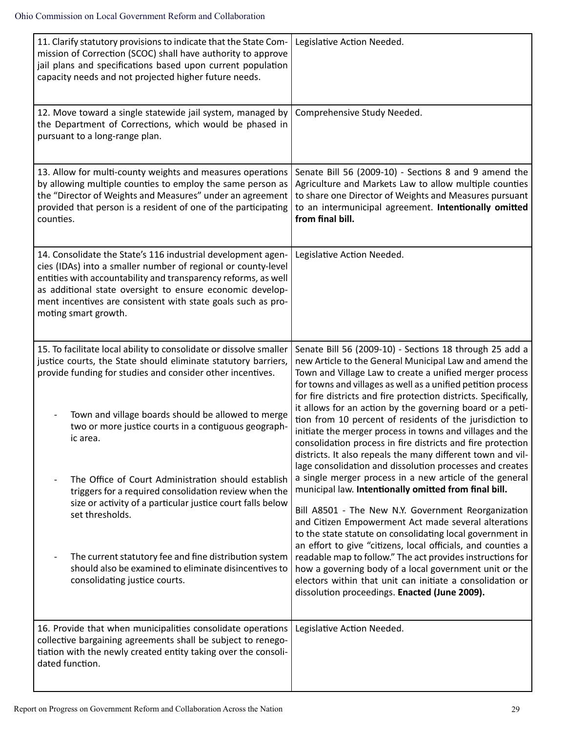| | |
|---|---|
| 11. Clarify statutory provisions to indicate that the State Commission of Correction (SCOC) shall have authority to approve jail plans and specifications based upon current population capacity needs and not projected higher future needs. | Legislative Action Needed. |
| 12. Move toward a single statewide jail system, managed by the Department of Corrections, which would be phased in pursuant to a long-range plan. | Comprehensive Study Needed. |
| 13. Allow for multi-county weights and measures operations by allowing multiple counties to employ the same person as the "Director of Weights and Measures" under an agreement provided that person is a resident of one of the participating counties. | Senate Bill 56 (2009-10) - Sections 8 and 9 amend the Agriculture and Markets Law to allow multiple counties to share one Director of Weights and Measures pursuant to an intermunicipal agreement. **Intentionally omitted from final bill.** |
| 14. Consolidate the State's 116 industrial development agencies (IDAs) into a smaller number of regional or county-level entities with accountability and transparency reforms, as well as additional state oversight to ensure economic development incentives are consistent with state goals such as promoting smart growth. | Legislative Action Needed. |
| 15. To facilitate local ability to consolidate or dissolve smaller justice courts, the State should eliminate statutory barriers, provide funding for studies and consider other incentives.<br><br>- Town and village boards should be allowed to merge two or more justice courts in a contiguous geographic area.<br><br>- The Office of Court Administration should establish triggers for a required consolidation review when the size or activity of a particular justice court falls below set thresholds.<br><br>- The current statutory fee and fine distribution system should also be examined to eliminate disincentives to consolidating justice courts. | Senate Bill 56 (2009-10) - Sections 18 through 25 add a new Article to the General Municipal Law and amend the Town and Village Law to create a unified merger process for towns and villages as well as a unified petition process for fire districts and fire protection districts. Specifically, it allows for an action by the governing board or a petition from 10 percent of residents of the jurisdiction to initiate the merger process in towns and villages and the consolidation process in fire districts and fire protection districts. It also repeals the many different town and village consolidation and dissolution processes and creates a single merger process in a new article of the general municipal law. **Intentionally omitted from final bill.**<br><br>Bill A8501 - The New N.Y. Government Reorganization and Citizen Empowerment Act made several alterations to the state statute on consolidating local government in an effort to give "citizens, local officials, and counties a readable map to follow." The act provides instructions for how a governing body of a local government unit or the electors within that unit can initiate a consolidation or dissolution proceedings. **Enacted (June 2009).** |
| 16. Provide that when municipalities consolidate operations collective bargaining agreements shall be subject to renegotiation with the newly created entity taking over the consolidated function. | Legislative Action Needed. |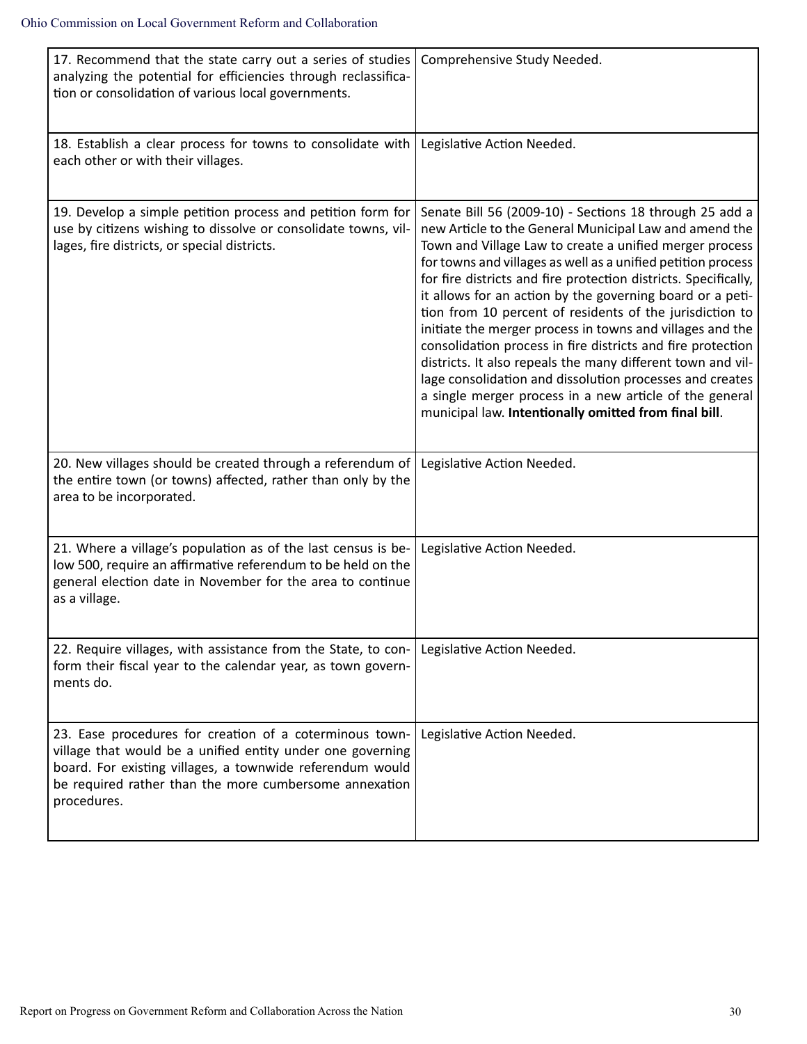| | |
|---|---|
| 17. Recommend that the state carry out a series of studies analyzing the potential for efficiencies through reclassification or consolidation of various local governments. | Comprehensive Study Needed. |
| 18. Establish a clear process for towns to consolidate with each other or with their villages. | Legislative Action Needed. |
| 19. Develop a simple petition process and petition form for use by citizens wishing to dissolve or consolidate towns, villages, fire districts, or special districts. | Senate Bill 56 (2009-10) - Sections 18 through 25 add a new Article to the General Municipal Law and amend the Town and Village Law to create a unified merger process for towns and villages as well as a unified petition process for fire districts and fire protection districts. Specifically, it allows for an action by the governing board or a petition from 10 percent of residents of the jurisdiction to initiate the merger process in towns and villages and the consolidation process in fire districts and fire protection districts. It also repeals the many different town and village consolidation and dissolution processes and creates a single merger process in a new article of the general municipal law. **Intentionally omitted from final bill**. |
| 20. New villages should be created through a referendum of the entire town (or towns) affected, rather than only by the area to be incorporated. | Legislative Action Needed. |
| 21. Where a village's population as of the last census is below 500, require an affirmative referendum to be held on the general election date in November for the area to continue as a village. | Legislative Action Needed. |
| 22. Require villages, with assistance from the State, to conform their fiscal year to the calendar year, as town governments do. | Legislative Action Needed. |
| 23. Ease procedures for creation of a coterminous town-village that would be a unified entity under one governing board. For existing villages, a townwide referendum would be required rather than the more cumbersome annexation procedures. | Legislative Action Needed. |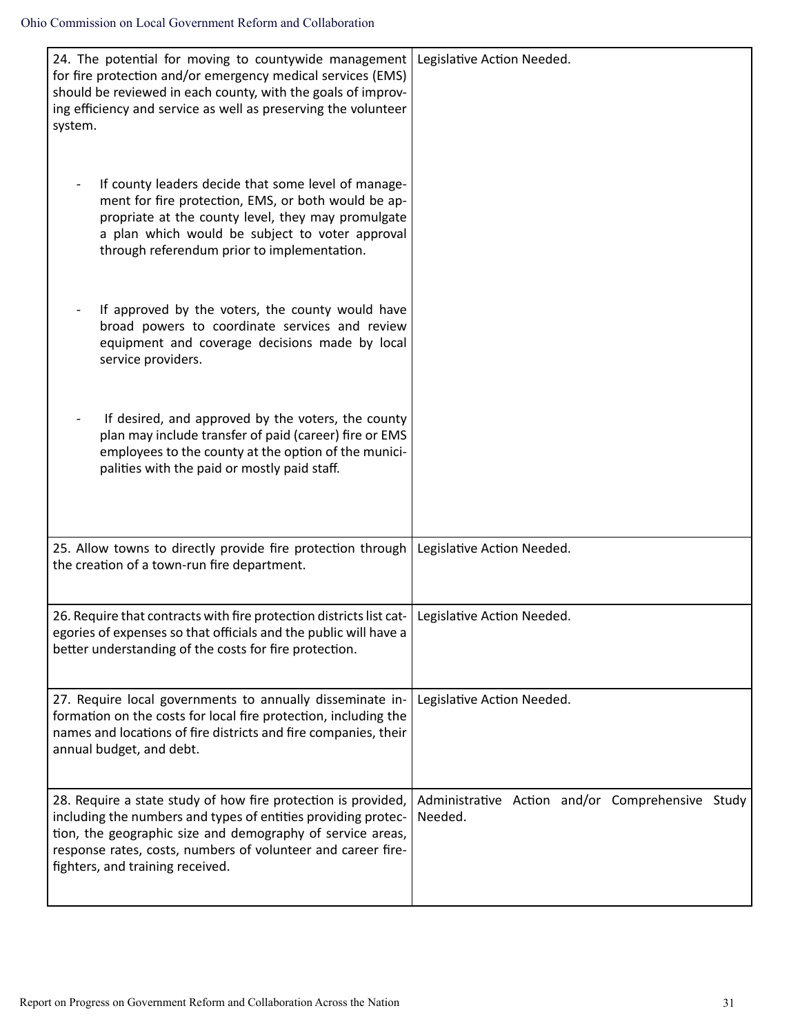| | |
|---|---|
| 24. The potential for moving to countywide management for fire protection and/or emergency medical services (EMS) should be reviewed in each county, with the goals of improving efficiency and service as well as preserving the volunteer system.<br><br>- If county leaders decide that some level of management for fire protection, EMS, or both would be appropriate at the county level, they may promulgate a plan which would be subject to voter approval through referendum prior to implementation.<br><br>- If approved by the voters, the county would have broad powers to coordinate services and review equipment and coverage decisions made by local service providers.<br><br>- If desired, and approved by the voters, the county plan may include transfer of paid (career) fire or EMS employees to the county at the option of the municipalities with the paid or mostly paid staff. | Legislative Action Needed. |
| 25. Allow towns to directly provide fire protection through the creation of a town-run fire department. | Legislative Action Needed. |
| 26. Require that contracts with fire protection districts list categories of expenses so that officials and the public will have a better understanding of the costs for fire protection. | Legislative Action Needed. |
| 27. Require local governments to annually disseminate information on the costs for local fire protection, including the names and locations of fire districts and fire companies, their annual budget, and debt. | Legislative Action Needed. |
| 28. Require a state study of how fire protection is provided, including the numbers and types of entities providing protection, the geographic size and demography of service areas, response rates, costs, numbers of volunteer and career firefighters, and training received. | Administrative Action and/or Comprehensive Study Needed. |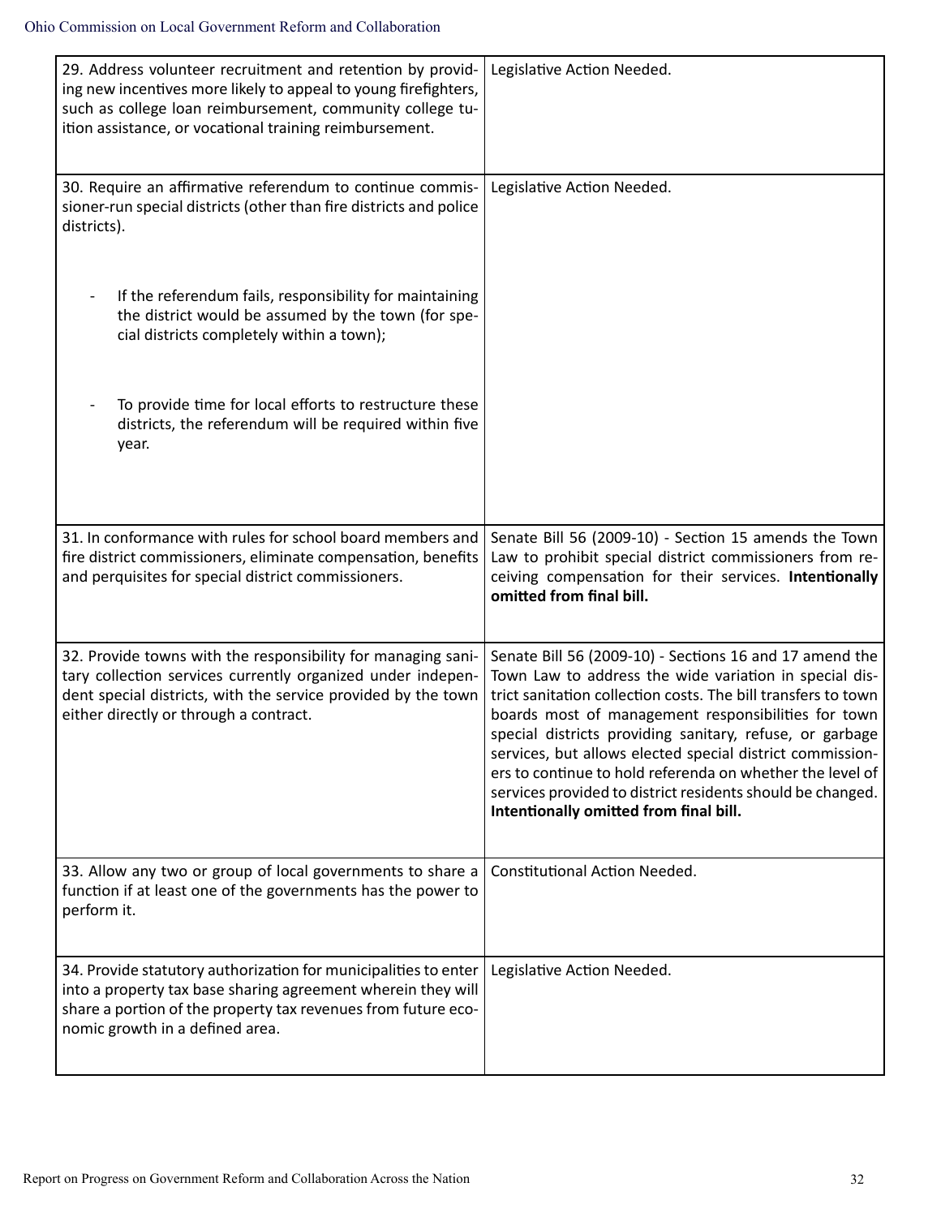| | |
|---|---|
| 29. Address volunteer recruitment and retention by providing new incentives more likely to appeal to young firefighters, such as college loan reimbursement, community college tuition assistance, or vocational training reimbursement. | Legislative Action Needed. |
| 30. Require an affirmative referendum to continue commissioner-run special districts (other than fire districts and police districts).<br><br>- If the referendum fails, responsibility for maintaining the district would be assumed by the town (for special districts completely within a town);<br><br>- To provide time for local efforts to restructure these districts, the referendum will be required within five year. | Legislative Action Needed. |
| 31. In conformance with rules for school board members and fire district commissioners, eliminate compensation, benefits and perquisites for special district commissioners. | Senate Bill 56 (2009-10) - Section 15 amends the Town Law to prohibit special district commissioners from receiving compensation for their services. **Intentionally omitted from final bill.** |
| 32. Provide towns with the responsibility for managing sanitary collection services currently organized under independent special districts, with the service provided by the town either directly or through a contract. | Senate Bill 56 (2009-10) - Sections 16 and 17 amend the Town Law to address the wide variation in special district sanitation collection costs. The bill transfers to town boards most of management responsibilities for town special districts providing sanitary, refuse, or garbage services, but allows elected special district commissioners to continue to hold referenda on whether the level of services provided to district residents should be changed. **Intentionally omitted from final bill.** |
| 33. Allow any two or group of local governments to share a function if at least one of the governments has the power to perform it. | Constitutional Action Needed. |
| 34. Provide statutory authorization for municipalities to enter into a property tax base sharing agreement wherein they will share a portion of the property tax revenues from future economic growth in a defined area. | Legislative Action Needed. |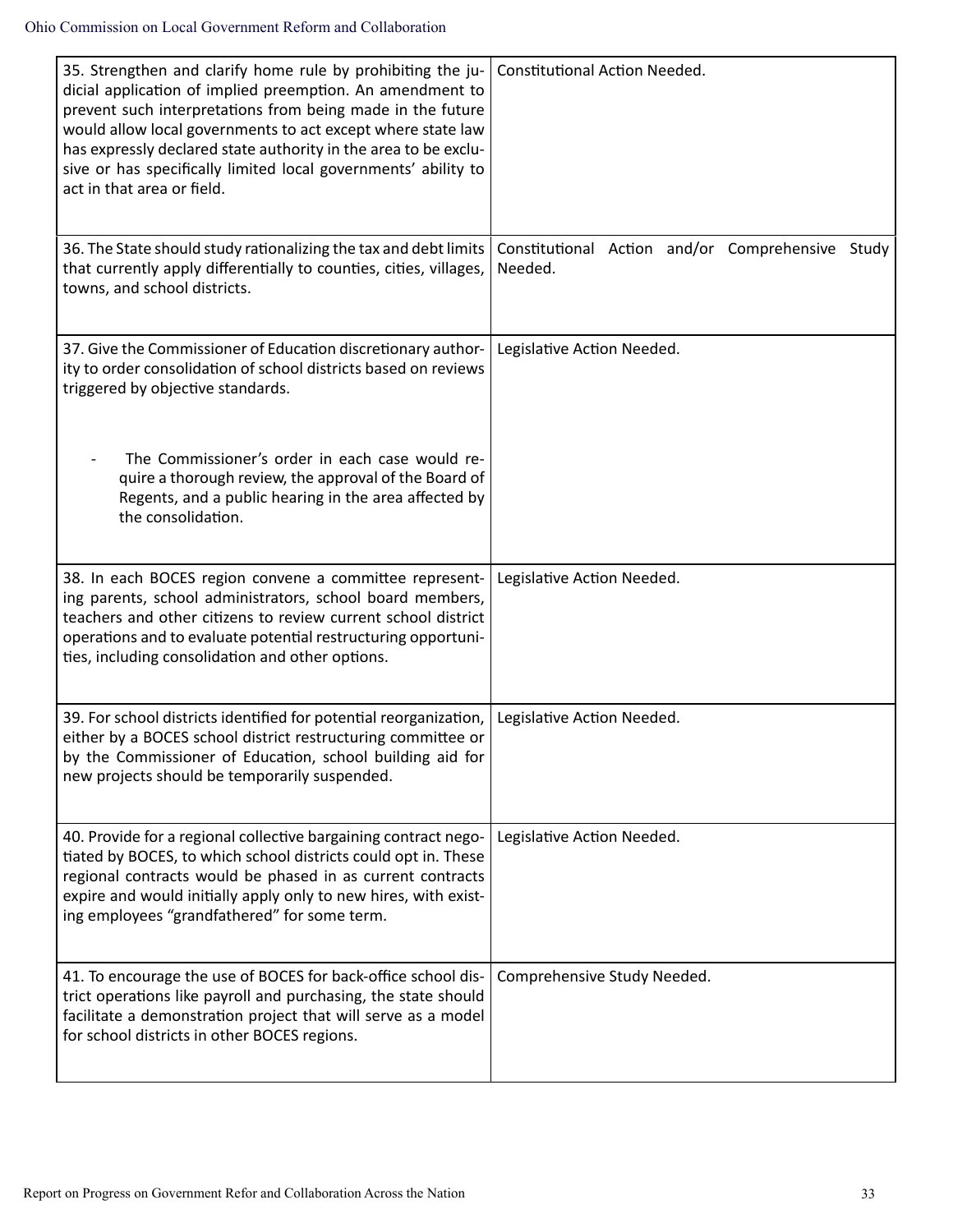| | |
|---|---|
| 35. Strengthen and clarify home rule by prohibiting the judicial application of implied preemption. An amendment to prevent such interpretations from being made in the future would allow local governments to act except where state law has expressly declared state authority in the area to be exclusive or has specifically limited local governments' ability to act in that area or field. | Constitutional Action Needed. |
| 36. The State should study rationalizing the tax and debt limits that currently apply differentially to counties, cities, villages, towns, and school districts. | Constitutional Action and/or Comprehensive Study Needed. |
| 37. Give the Commissioner of Education discretionary authority to order consolidation of school districts based on reviews triggered by objective standards.<br><br>- The Commissioner's order in each case would require a thorough review, the approval of the Board of Regents, and a public hearing in the area affected by the consolidation. | Legislative Action Needed. |
| 38. In each BOCES region convene a committee representing parents, school administrators, school board members, teachers and other citizens to review current school district operations and to evaluate potential restructuring opportunities, including consolidation and other options. | Legislative Action Needed. |
| 39. For school districts identified for potential reorganization, either by a BOCES school district restructuring committee or by the Commissioner of Education, school building aid for new projects should be temporarily suspended. | Legislative Action Needed. |
| 40. Provide for a regional collective bargaining contract negotiated by BOCES, to which school districts could opt in. These regional contracts would be phased in as current contracts expire and would initially apply only to new hires, with existing employees "grandfathered" for some term. | Legislative Action Needed. |
| 41. To encourage the use of BOCES for back-office school district operations like payroll and purchasing, the state should facilitate a demonstration project that will serve as a model for school districts in other BOCES regions. | Comprehensive Study Needed. |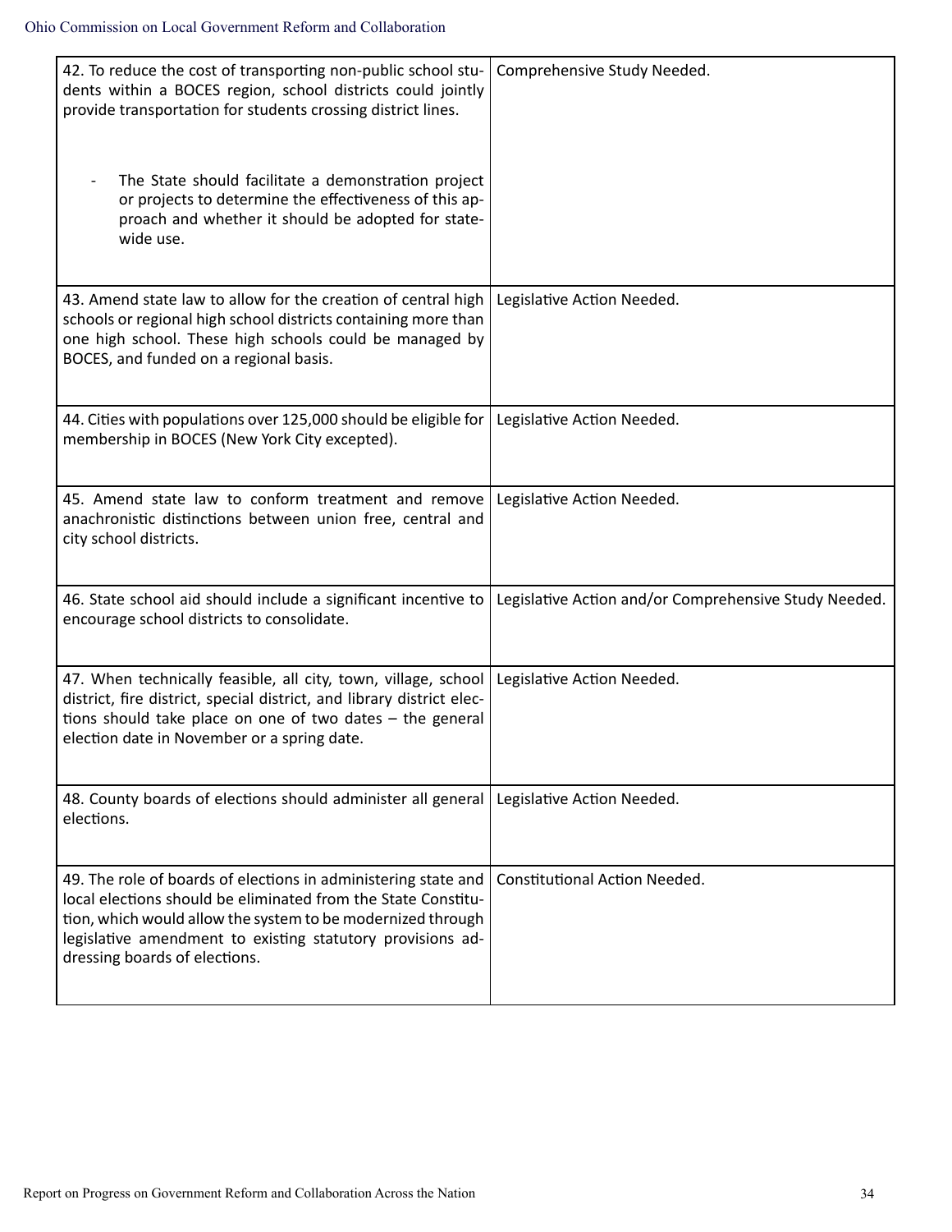| | |
|---|---|
| 42. To reduce the cost of transporting non-public school students within a BOCES region, school districts could jointly provide transportation for students crossing district lines.<br><br>- The State should facilitate a demonstration project or projects to determine the effectiveness of this approach and whether it should be adopted for statewide use. | Comprehensive Study Needed. |
| 43. Amend state law to allow for the creation of central high schools or regional high school districts containing more than one high school. These high schools could be managed by BOCES, and funded on a regional basis. | Legislative Action Needed. |
| 44. Cities with populations over 125,000 should be eligible for membership in BOCES (New York City excepted). | Legislative Action Needed. |
| 45. Amend state law to conform treatment and remove anachronistic distinctions between union free, central and city school districts. | Legislative Action Needed. |
| 46. State school aid should include a significant incentive to encourage school districts to consolidate. | Legislative Action and/or Comprehensive Study Needed. |
| 47. When technically feasible, all city, town, village, school district, fire district, special district, and library district elections should take place on one of two dates – the general election date in November or a spring date. | Legislative Action Needed. |
| 48. County boards of elections should administer all general elections. | Legislative Action Needed. |
| 49. The role of boards of elections in administering state and local elections should be eliminated from the State Constitution, which would allow the system to be modernized through legislative amendment to existing statutory provisions addressing boards of elections. | Constitutional Action Needed. |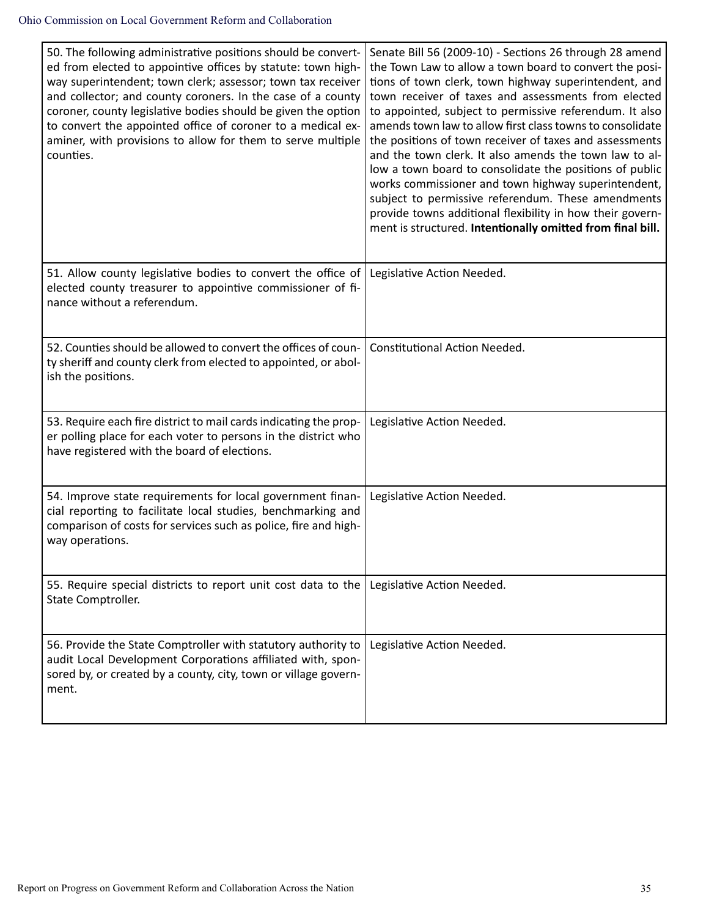| | |
|---|---|
| 50. The following administrative positions should be converted from elected to appointive offices by statute: town highway superintendent; town clerk; assessor; town tax receiver and collector; and county coroners. In the case of a county coroner, county legislative bodies should be given the option to convert the appointed office of coroner to a medical examiner, with provisions to allow for them to serve multiple counties. | Senate Bill 56 (2009-10) - Sections 26 through 28 amend the Town Law to allow a town board to convert the positions of town clerk, town highway superintendent, and town receiver of taxes and assessments from elected to appointed, subject to permissive referendum. It also amends town law to allow first class towns to consolidate the positions of town receiver of taxes and assessments and the town clerk. It also amends the town law to allow a town board to consolidate the positions of public works commissioner and town highway superintendent, subject to permissive referendum. These amendments provide towns additional flexibility in how their government is structured. **Intentionally omitted from final bill.** |
| 51. Allow county legislative bodies to convert the office of elected county treasurer to appointive commissioner of finance without a referendum. | Legislative Action Needed. |
| 52. Counties should be allowed to convert the offices of county sheriff and county clerk from elected to appointed, or abolish the positions. | Constitutional Action Needed. |
| 53. Require each fire district to mail cards indicating the proper polling place for each voter to persons in the district who have registered with the board of elections. | Legislative Action Needed. |
| 54. Improve state requirements for local government financial reporting to facilitate local studies, benchmarking and comparison of costs for services such as police, fire and highway operations. | Legislative Action Needed. |
| 55. Require special districts to report unit cost data to the State Comptroller. | Legislative Action Needed. |
| 56. Provide the State Comptroller with statutory authority to audit Local Development Corporations affiliated with, sponsored by, or created by a county, city, town or village government. | Legislative Action Needed. |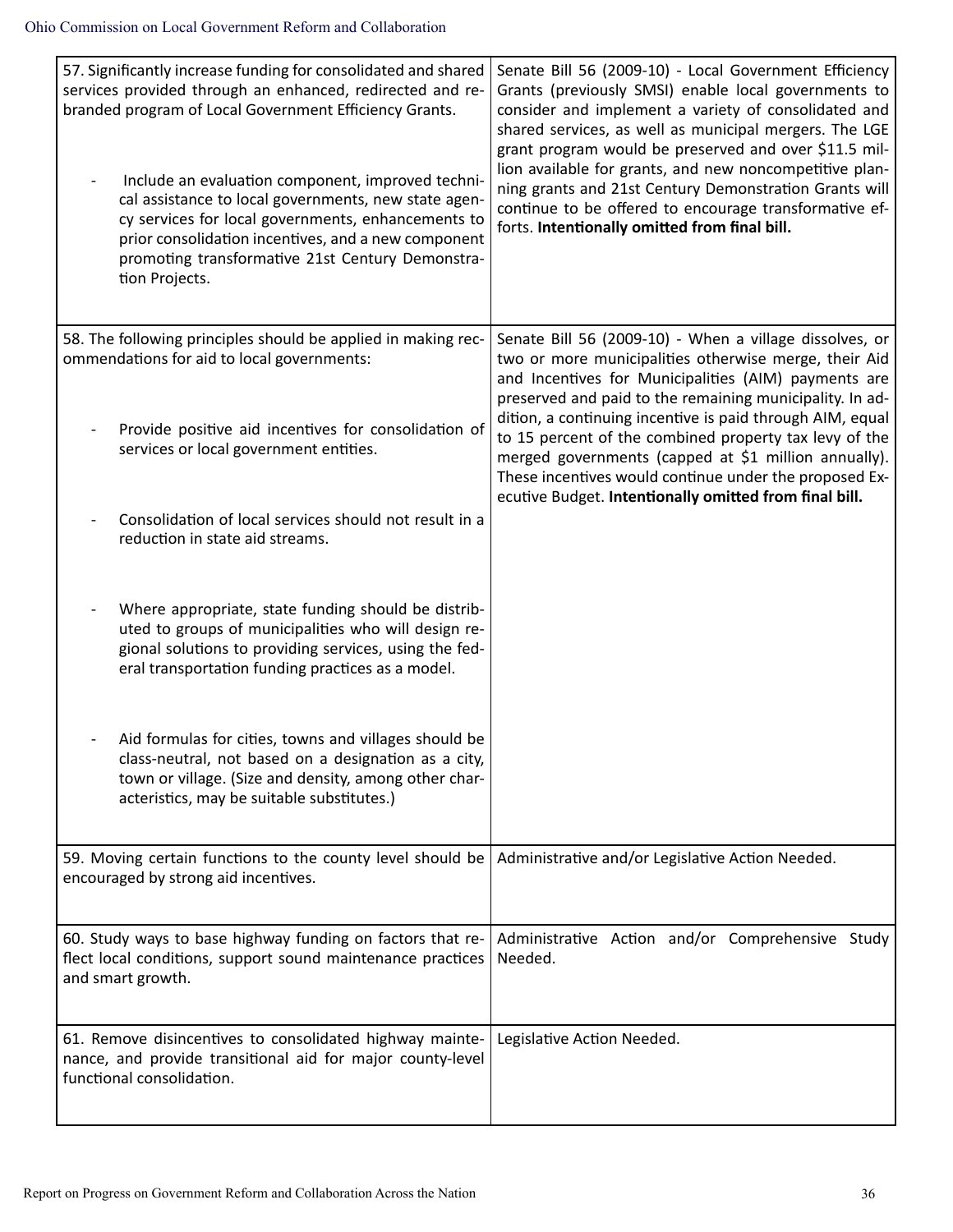| | |
|---|---|
| 57. Significantly increase funding for consolidated and shared services provided through an enhanced, redirected and re-branded program of Local Government Efficiency Grants.<br><br>- Include an evaluation component, improved technical assistance to local governments, new state agency services for local governments, enhancements to prior consolidation incentives, and a new component promoting transformative 21st Century Demonstration Projects. | Senate Bill 56 (2009-10) - Local Government Efficiency Grants (previously SMSI) enable local governments to consider and implement a variety of consolidated and shared services, as well as municipal mergers. The LGE grant program would be preserved and over $11.5 million available for grants, and new noncompetitive planning grants and 21st Century Demonstration Grants will continue to be offered to encourage transformative efforts. **Intentionally omitted from final bill.** |
| 58. The following principles should be applied in making recommendations for aid to local governments:<br><br>- Provide positive aid incentives for consolidation of services or local government entities.<br><br>- Consolidation of local services should not result in a reduction in state aid streams.<br><br>- Where appropriate, state funding should be distributed to groups of municipalities who will design regional solutions to providing services, using the federal transportation funding practices as a model.<br><br>- Aid formulas for cities, towns and villages should be class-neutral, not based on a designation as a city, town or village. (Size and density, among other characteristics, may be suitable substitutes.) | Senate Bill 56 (2009-10) - When a village dissolves, or two or more municipalities otherwise merge, their Aid and Incentives for Municipalities (AIM) payments are preserved and paid to the remaining municipality. In addition, a continuing incentive is paid through AIM, equal to 15 percent of the combined property tax levy of the merged governments (capped at $1 million annually). These incentives would continue under the proposed Executive Budget. **Intentionally omitted from final bill.** |
| 59. Moving certain functions to the county level should be encouraged by strong aid incentives. | Administrative and/or Legislative Action Needed. |
| 60. Study ways to base highway funding on factors that reflect local conditions, support sound maintenance practices and smart growth. | Administrative Action and/or Comprehensive Study Needed. |
| 61. Remove disincentives to consolidated highway maintenance, and provide transitional aid for major county-level functional consolidation. | Legislative Action Needed. |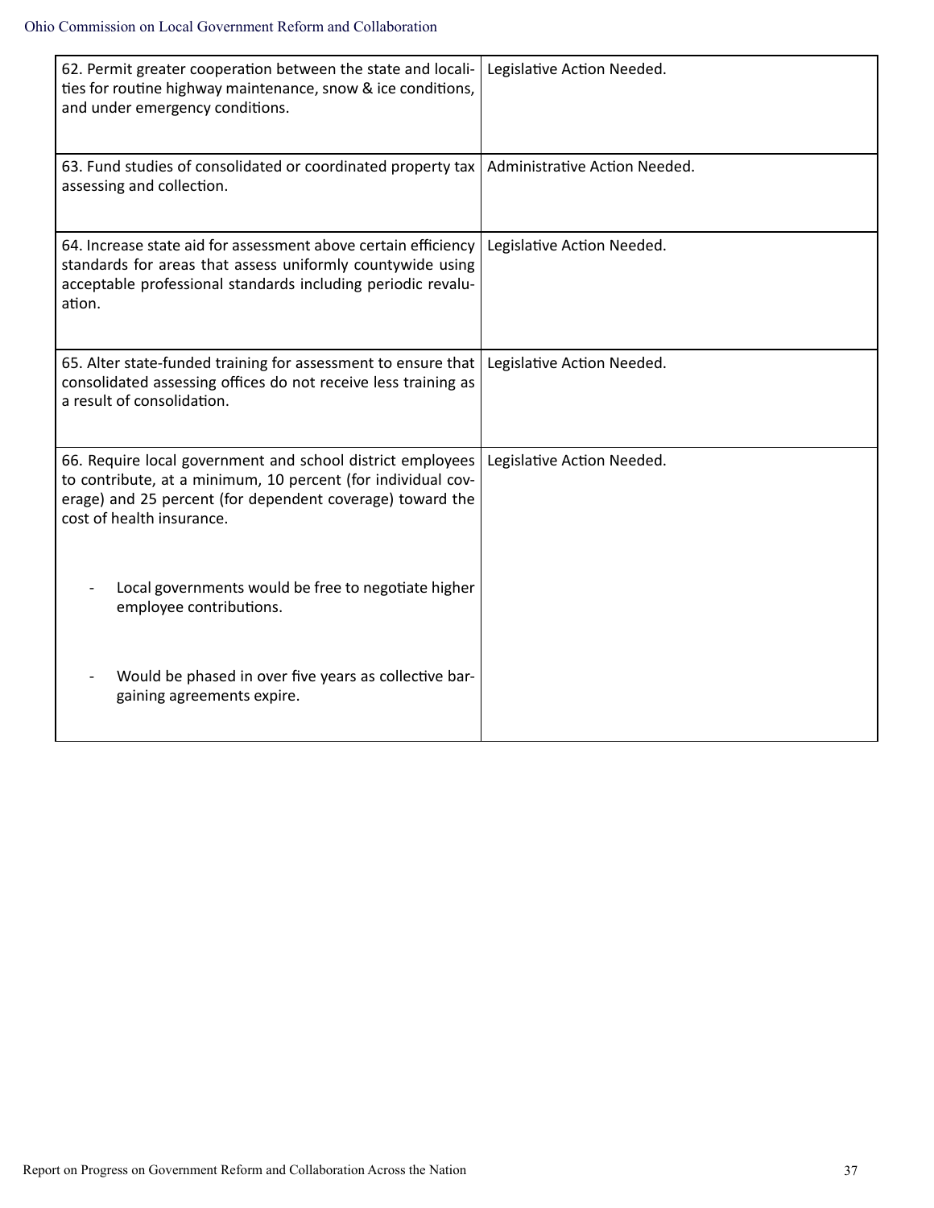| | |
|---|---|
| 62. Permit greater cooperation between the state and localities for routine highway maintenance, snow & ice conditions, and under emergency conditions. | Legislative Action Needed. |
| 63. Fund studies of consolidated or coordinated property tax assessing and collection. | Administrative Action Needed. |
| 64. Increase state aid for assessment above certain efficiency standards for areas that assess uniformly countywide using acceptable professional standards including periodic revaluation. | Legislative Action Needed. |
| 65. Alter state-funded training for assessment to ensure that consolidated assessing offices do not receive less training as a result of consolidation. | Legislative Action Needed. |
| 66. Require local government and school district employees to contribute, at a minimum, 10 percent (for individual coverage) and 25 percent (for dependent coverage) toward the cost of health insurance.<br><br>- Local governments would be free to negotiate higher employee contributions.<br><br>- Would be phased in over five years as collective bargaining agreements expire. | Legislative Action Needed. |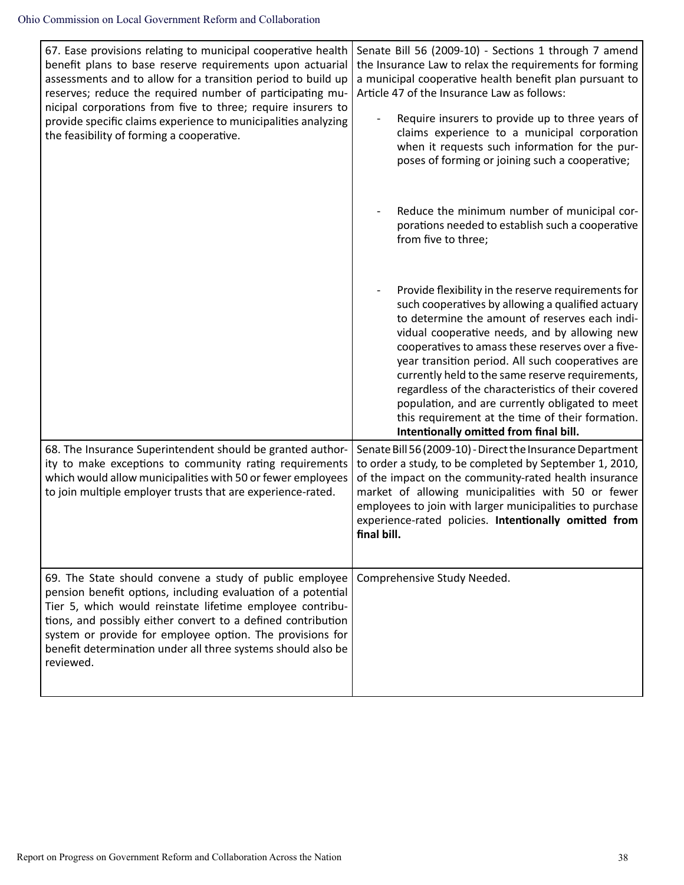| | |
|---|---|
| 67. Ease provisions relating to municipal cooperative health benefit plans to base reserve requirements upon actuarial assessments and to allow for a transition period to build up reserves; reduce the required number of participating municipal corporations from five to three; require insurers to provide specific claims experience to municipalities analyzing the feasibility of forming a cooperative. | Senate Bill 56 (2009-10) - Sections 1 through 7 amend the Insurance Law to relax the requirements for forming a municipal cooperative health benefit plan pursuant to Article 47 of the Insurance Law as follows:<br><br>- Require insurers to provide up to three years of claims experience to a municipal corporation when it requests such information for the purposes of forming or joining such a cooperative;<br><br>- Reduce the minimum number of municipal corporations needed to establish such a cooperative from five to three;<br><br>- Provide flexibility in the reserve requirements for such cooperatives by allowing a qualified actuary to determine the amount of reserves each individual cooperative needs, and by allowing new cooperatives to amass these reserves over a five-year transition period. All such cooperatives are currently held to the same reserve requirements, regardless of the characteristics of their covered population, and are currently obligated to meet this requirement at the time of their formation. **Intentionally omitted from final bill.** |
| 68. The Insurance Superintendent should be granted authority to make exceptions to community rating requirements which would allow municipalities with 50 or fewer employees to join multiple employer trusts that are experience-rated. | Senate Bill 56 (2009-10) - Direct the Insurance Department to order a study, to be completed by September 1, 2010, of the impact on the community-rated health insurance market of allowing municipalities with 50 or fewer employees to join with larger municipalities to purchase experience-rated policies. **Intentionally omitted from final bill.** |
| 69. The State should convene a study of public employee pension benefit options, including evaluation of a potential Tier 5, which would reinstate lifetime employee contributions, and possibly either convert to a defined contribution system or provide for employee option. The provisions for benefit determination under all three systems should also be reviewed. | Comprehensive Study Needed. |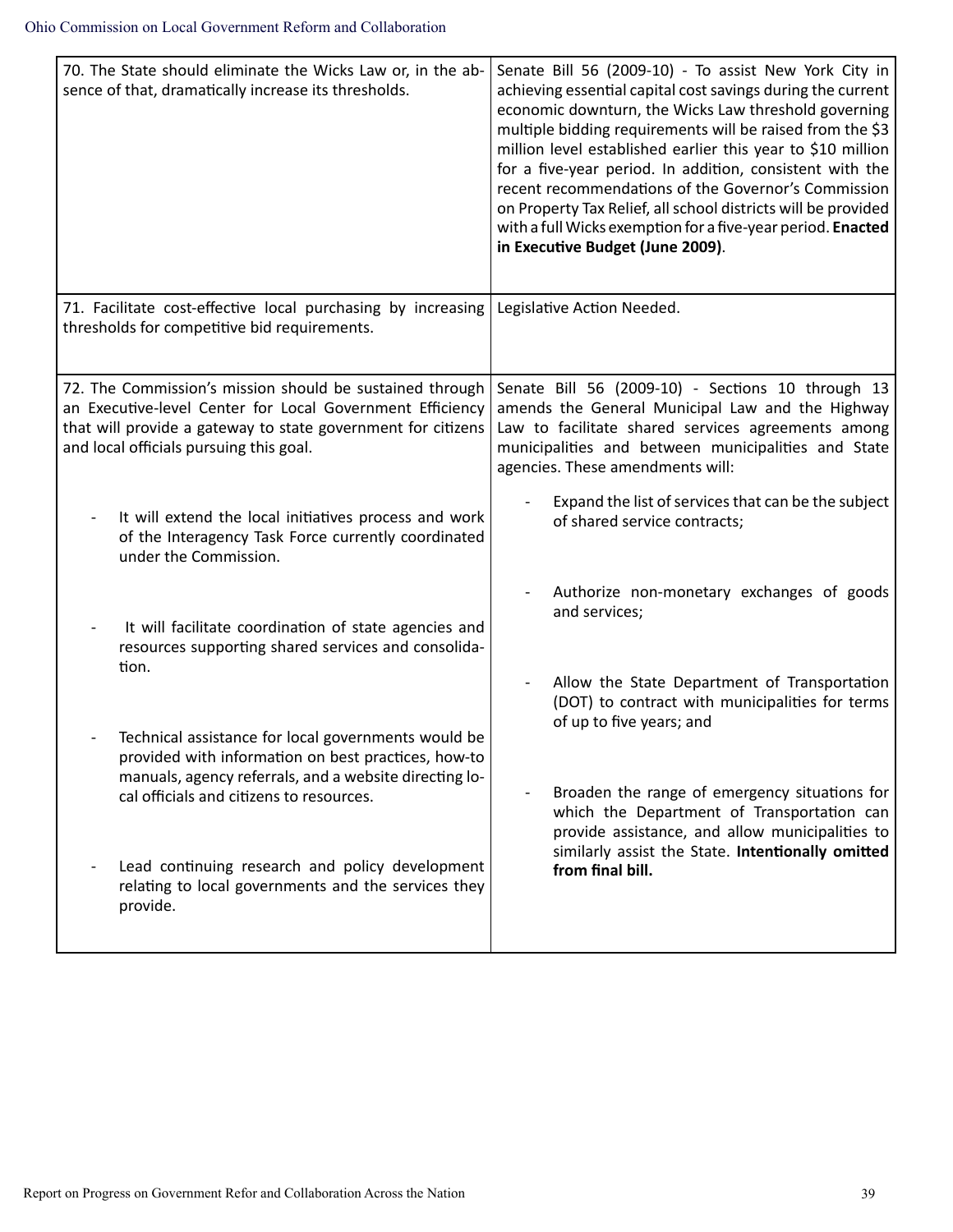| | |
|---|---|
| 70. The State should eliminate the Wicks Law or, in the absence of that, dramatically increase its thresholds. | Senate Bill 56 (2009-10) - To assist New York City in achieving essential capital cost savings during the current economic downturn, the Wicks Law threshold governing multiple bidding requirements will be raised from the $3 million level established earlier this year to $10 million for a five-year period. In addition, consistent with the recent recommendations of the Governor's Commission on Property Tax Relief, all school districts will be provided with a full Wicks exemption for a five-year period. **Enacted in Executive Budget (June 2009)**. |
| 71. Facilitate cost-effective local purchasing by increasing thresholds for competitive bid requirements. | Legislative Action Needed. |
| 72. The Commission's mission should be sustained through an Executive-level Center for Local Government Efficiency that will provide a gateway to state government for citizens and local officials pursuing this goal.<br><br>- It will extend the local initiatives process and work of the Interagency Task Force currently coordinated under the Commission.<br>- It will facilitate coordination of state agencies and resources supporting shared services and consolidation.<br>- Technical assistance for local governments would be provided with information on best practices, how-to manuals, agency referrals, and a website directing local officials and citizens to resources.<br>- Lead continuing research and policy development relating to local governments and the services they provide. | Senate Bill 56 (2009-10) - Sections 10 through 13 amends the General Municipal Law and the Highway Law to facilitate shared services agreements among municipalities and between municipalities and State agencies. These amendments will:<br><br>- Expand the list of services that can be the subject of shared service contracts;<br>- Authorize non-monetary exchanges of goods and services;<br>- Allow the State Department of Transportation (DOT) to contract with municipalities for terms of up to five years; and<br>- Broaden the range of emergency situations for which the Department of Transportation can provide assistance, and allow municipalities to similarly assist the State. **Intentionally omitted from final bill.** |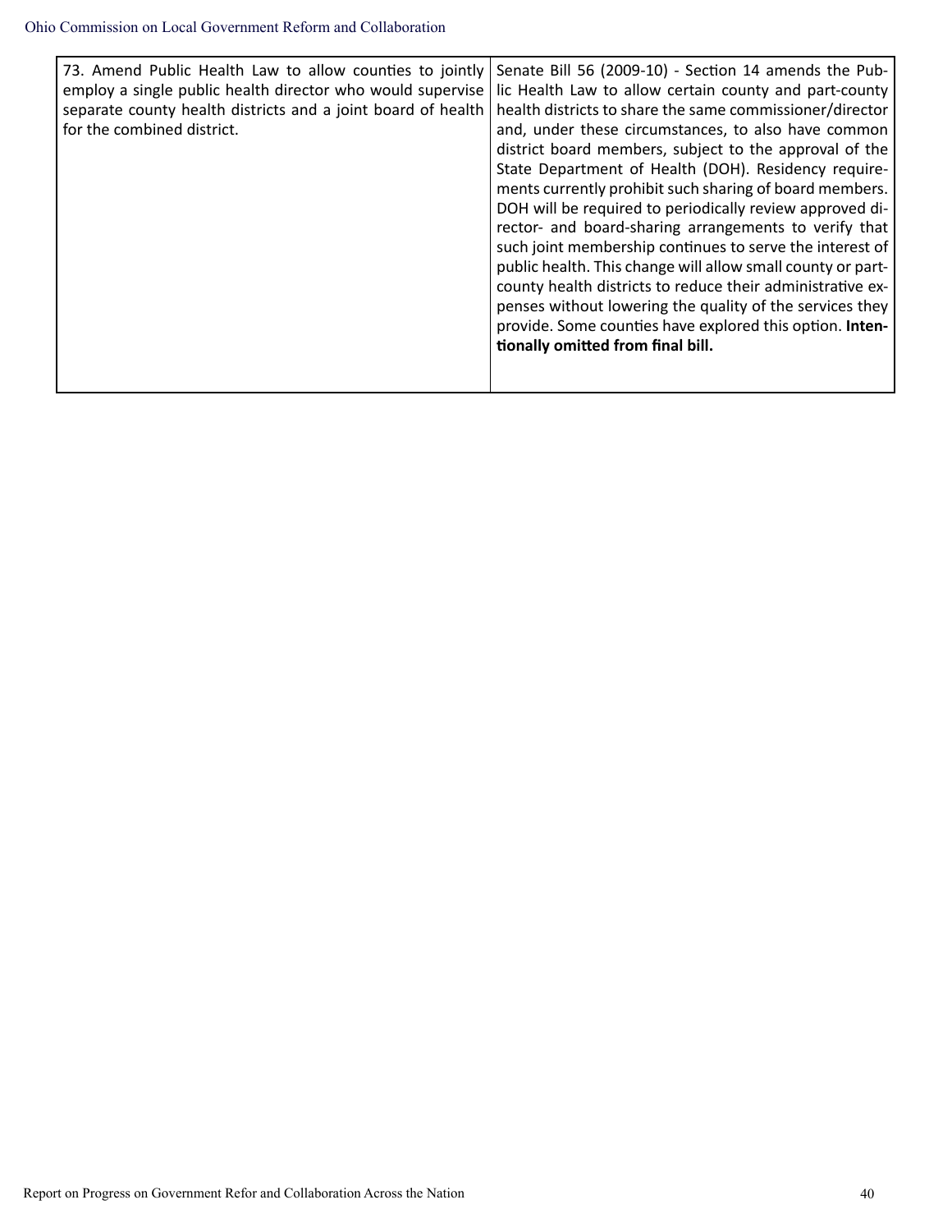| | |
|---|---|
| 73. Amend Public Health Law to allow counties to jointly employ a single public health director who would supervise separate county health districts and a joint board of health for the combined district. | Senate Bill 56 (2009-10) - Section 14 amends the Public Health Law to allow certain county and part-county health districts to share the same commissioner/director and, under these circumstances, to also have common district board members, subject to the approval of the State Department of Health (DOH). Residency requirements currently prohibit such sharing of board members. DOH will be required to periodically review approved director- and board-sharing arrangements to verify that such joint membership continues to serve the interest of public health. This change will allow small county or part-county health districts to reduce their administrative expenses without lowering the quality of the services they provide. Some counties have explored this option. **Intentionally omitted from final bill.** |